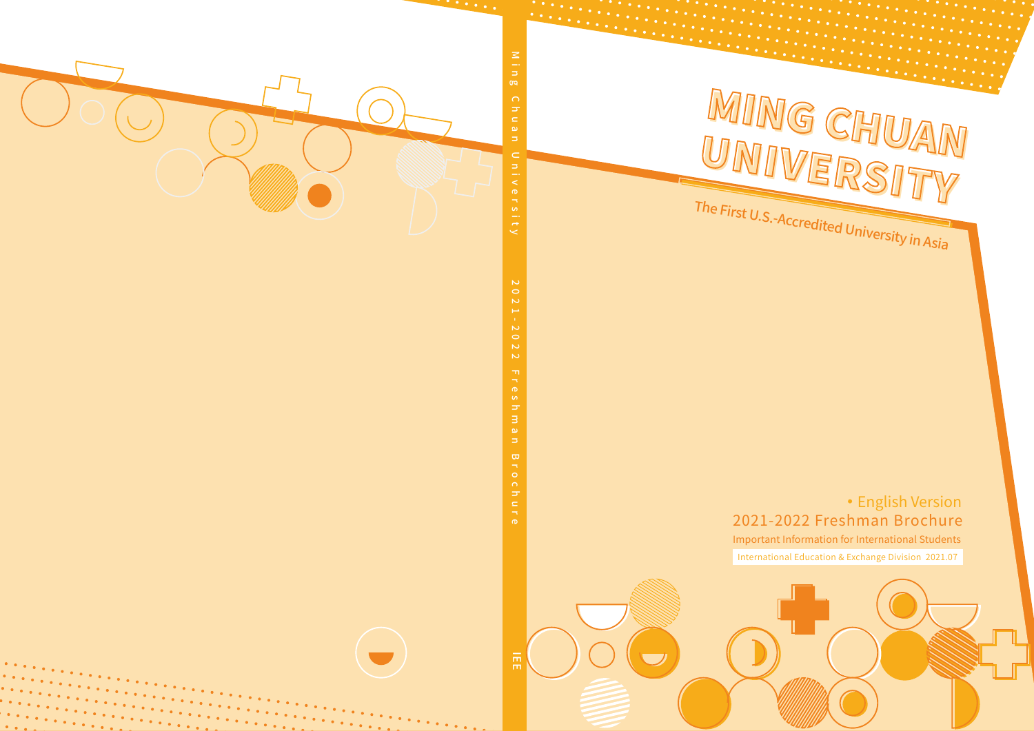# MING CHUAN UNIVERSITY

The First U.S.-Accredited University in Asia

• English Version

2021-2022 Freshman Brochure

Important Information for International Students

International Education & Exchange Division 2021.07

Ming Chuan University 2021-2022 Freshman Brochure IEE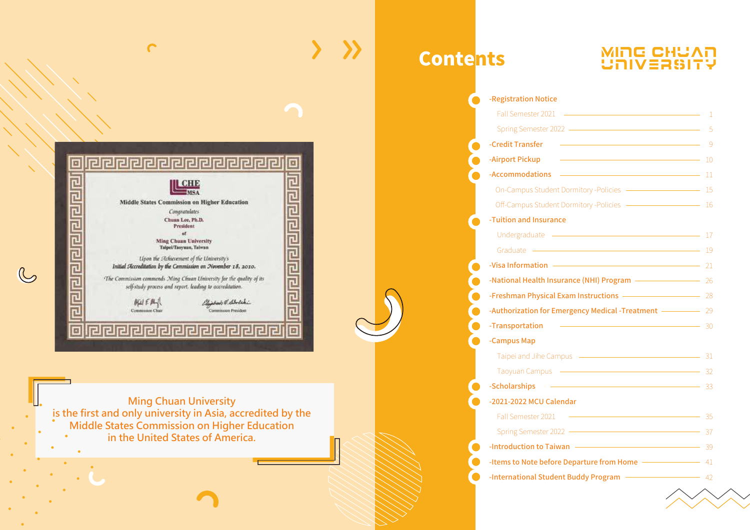Middle States Commission on Higher Education

Congratulates

Chuan Lee, Ph.D.
President
of
Ming Chuan University
Taipei/Taoyuan, Taiwan

Upon the Achievement of the University's
Initial Accreditation by the Commission on November 18, 2010.

The Commission commends Ming Chuan University for the quality of its self-study process and report, leading to accreditation.

Commission Chair — Commission President

Ming Chuan University
is the first and only university in Asia, accredited by the
Middle States Commission on Higher Education
in the United States of America.

# Contents

MING CHUAN UNIVERSITY

- -Registration Notice
  - Fall Semester 2021 — 1
  - Spring Semester 2022 — 5
- -Credit Transfer — 9
- -Airport Pickup — 10
- -Accommodations — 11
  - On-Campus Student Dormitory -Policies — 15
  - Off-Campus Student Dormitory -Policies — 16
- -Tuition and Insurance
  - Undergraduate — 17
  - Graduate — 19
- -Visa Information — 21
- -National Health Insurance (NHI) Program — 26
- -Freshman Physical Exam Instructions — 28
- -Authorization for Emergency Medical -Treatment — 29
- -Transportation — 30
- -Campus Map
  - Taipei and Jihe Campus — 31
  - Taoyuan Campus — 32
- -Scholarships — 33
- -2021-2022 MCU Calendar
  - Fall Semester 2021 — 35
  - Spring Semester 2022 — 37
- -Introduction to Taiwan — 39
- -Items to Note before Departure from Home — 41
- -International Student Buddy Program — 42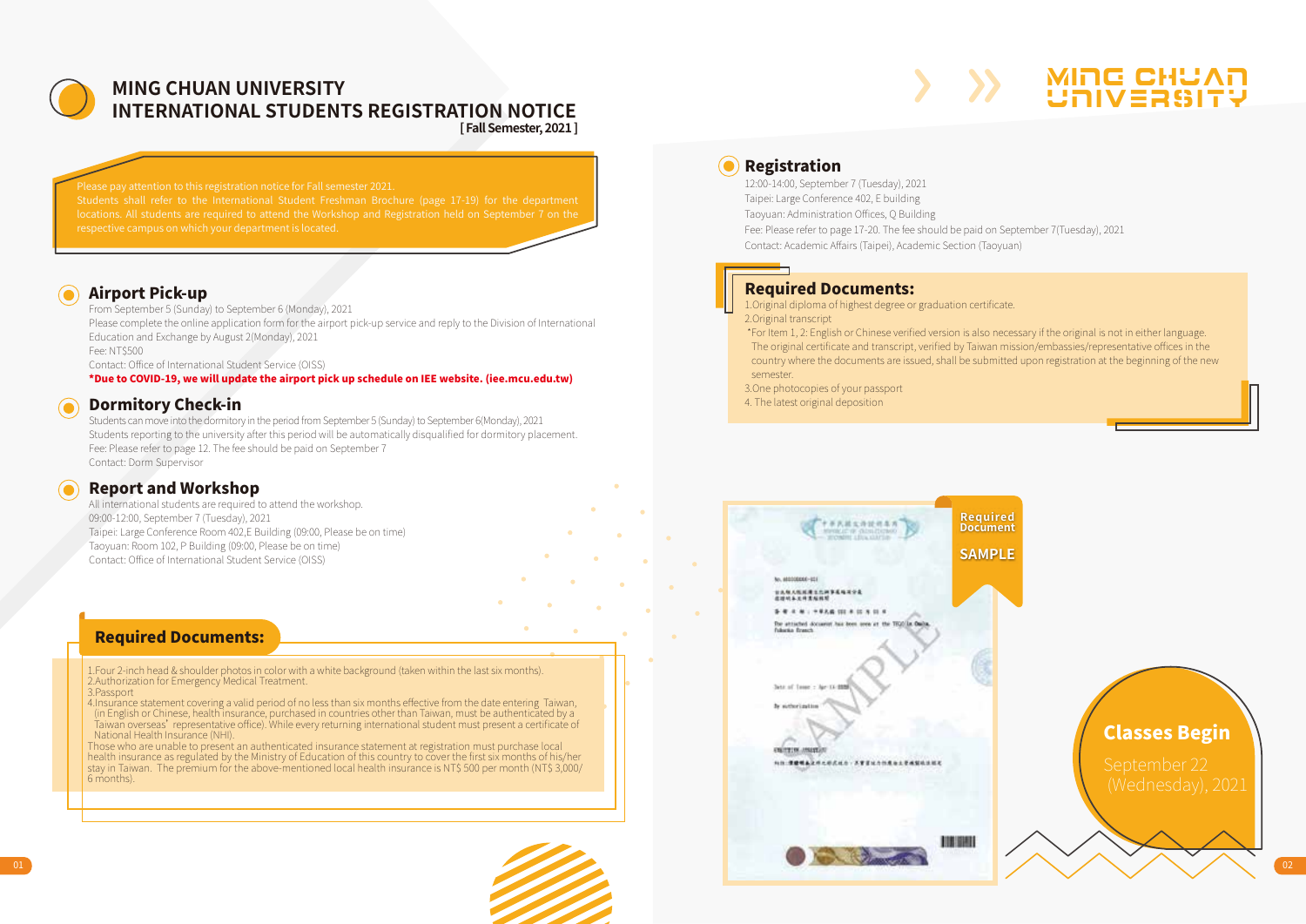# MING CHUAN UNIVERSITY
# INTERNATIONAL STUDENTS REGISTRATION NOTICE

**[ Fall Semester, 2021 ]**

Please pay attention to this registration notice for Fall semester 2021.
Students shall refer to the International Student Freshman Brochure (page 17-19) for the department locations. All students are required to attend the Workshop and Registration held on September 7 on the respective campus on which your department is located.

## Airport Pick-up

From September 5 (Sunday) to September 6 (Monday), 2021
Please complete the online application form for the airport pick-up service and reply to the Division of International Education and Exchange by August 2(Monday), 2021
Fee: NT$500
Contact: Office of International Student Service (OISS)
**\*Due to COVID-19, we will update the airport pick up schedule on IEE website. (iee.mcu.edu.tw)**

## Dormitory Check-in

Students can move into the dormitory in the period from September 5 (Sunday) to September 6(Monday), 2021
Students reporting to the university after this period will be automatically disqualified for dormitory placement.
Fee: Please refer to page 12. The fee should be paid on September 7
Contact: Dorm Supervisor

## Report and Workshop

All international students are required to attend the workshop.
09:00-12:00, September 7 (Tuesday), 2021
Taipei: Large Conference Room 402,E Building (09:00, Please be on time)
Taoyuan: Room 102, P Building (09:00, Please be on time)
Contact: Office of International Student Service (OISS)

## Required Documents:

1.Four 2-inch head & shoulder photos in color with a white background (taken within the last six months).
2.Authorization for Emergency Medical Treatment.
3.Passport
4.Insurance statement covering a valid period of no less than six months effective from the date entering Taiwan, (in English or Chinese, health insurance, purchased in countries other than Taiwan, must be authenticated by a Taiwan overseas' representative office). While every returning international student must present a certificate of National Health Insurance (NHI).
Those who are unable to present an authenticated insurance statement at registration must purchase local health insurance as regulated by the Ministry of Education of this country to cover the first six months of his/her stay in Taiwan. The premium for the above-mentioned local health insurance is NT$ 500 per month (NT$ 3,000/ 6 months).

## Registration

12:00-14:00, September 7 (Tuesday), 2021
Taipei: Large Conference 402, E building
Taoyuan: Administration Offices, Q Building
Fee: Please refer to page 17-20. The fee should be paid on September 7(Tuesday), 2021
Contact: Academic Affairs (Taipei), Academic Section (Taoyuan)

## Required Documents:

1.Original diploma of highest degree or graduation certificate.
2.Original transcript
\*For Item 1, 2: English or Chinese verified version is also necessary if the original is not in either language. The original certificate and transcript, verified by Taiwan mission/embassies/representative offices in the country where the documents are issued, shall be submitted upon registration at the beginning of the new semester.
3.One photocopies of your passport
4. The latest original deposition

Required Document SAMPLE

## Classes Begin

September 22 (Wednesday), 2021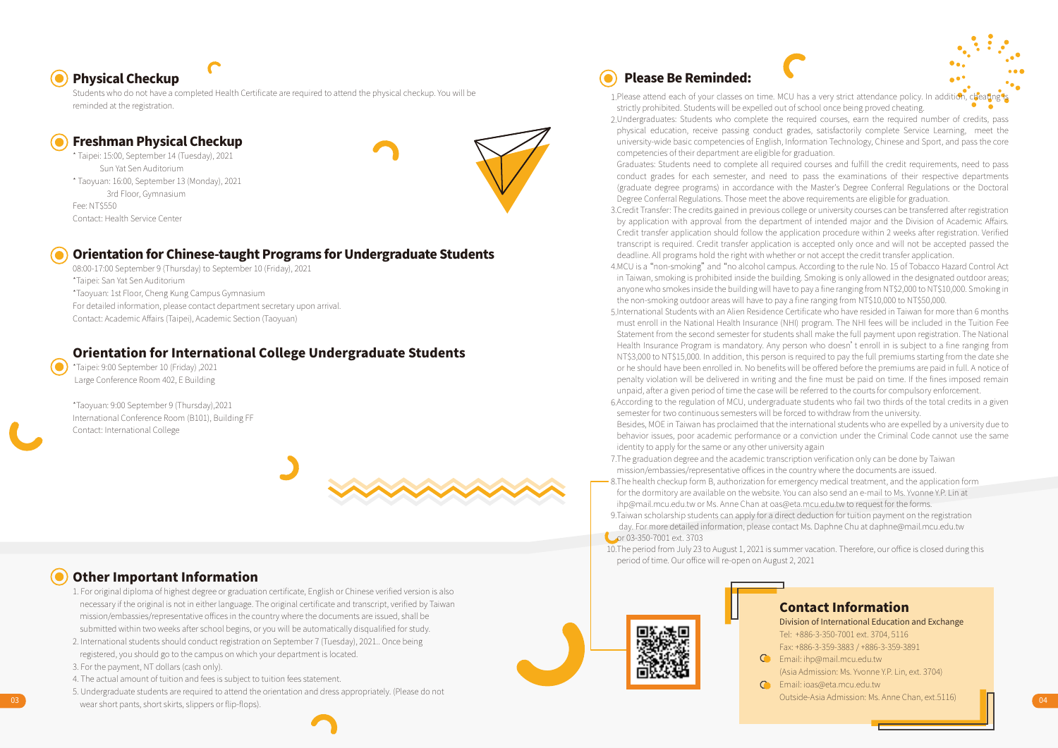## Physical Checkup

Students who do not have a completed Health Certificate are required to attend the physical checkup. You will be reminded at the registration.

## Freshman Physical Checkup

* Taipei: 15:00, September 14 (Tuesday), 2021
  Sun Yat Sen Auditorium
* Taoyuan: 16:00, September 13 (Monday), 2021
  3rd Floor, Gymnasium

Fee: NT$550
Contact: Health Service Center

## Orientation for Chinese-taught Programs for Undergraduate Students

08:00-17:00 September 9 (Thursday) to September 10 (Friday), 2021
*Taipei: San Yat Sen Auditorium
*Taoyuan: 1st Floor, Cheng Kung Campus Gymnasium
For detailed information, please contact department secretary upon arrival.
Contact: Academic Affairs (Taipei), Academic Section (Taoyuan)

## Orientation for International College Undergraduate Students

*Taipei: 9:00 September 10 (Friday) ,2021
Large Conference Room 402, E Building

*Taoyuan: 9:00 September 9 (Thursday),2021
International Conference Room (B101), Building FF
Contact: International College

## Other Important Information

1. For original diploma of highest degree or graduation certificate, English or Chinese verified version is also necessary if the original is not in either language. The original certificate and transcript, verified by Taiwan mission/embassies/representative offices in the country where the documents are issued, shall be submitted within two weeks after school begins, or you will be automatically disqualified for study.
2. International students should conduct registration on September 7 (Tuesday), 2021.. Once being registered, you should go to the campus on which your department is located.
3. For the payment, NT dollars (cash only).
4. The actual amount of tuition and fees is subject to tuition fees statement.
5. Undergraduate students are required to attend the orientation and dress appropriately. (Please do not wear short pants, short skirts, slippers or flip-flops).

## Please Be Reminded:

1. Please attend each of your classes on time. MCU has a very strict attendance policy. In addition, cheating is strictly prohibited. Students will be expelled out of school once being proved cheating.
2. Undergraduates: Students who complete the required courses, earn the required number of credits, pass physical education, receive passing conduct grades, satisfactorily complete Service Learning, meet the university-wide basic competencies of English, Information Technology, Chinese and Sport, and pass the core competencies of their department are eligible for graduation.
   Graduates: Students need to complete all required courses and fulfill the credit requirements, need to pass conduct grades for each semester, and need to pass the examinations of their respective departments (graduate degree programs) in accordance with the Master's Degree Conferral Regulations or the Doctoral Degree Conferral Regulations. Those meet the above requirements are eligible for graduation.
3. Credit Transfer: The credits gained in previous college or university courses can be transferred after registration by application with approval from the department of intended major and the Division of Academic Affairs. Credit transfer application should follow the application procedure within 2 weeks after registration. Verified transcript is required. Credit transfer application is accepted only once and will not be accepted passed the deadline. All programs hold the right with whether or not accept the credit transfer application.
4. MCU is a "non-smoking" and "no alcohol campus. According to the rule No. 15 of Tobacco Hazard Control Act in Taiwan, smoking is prohibited inside the building. Smoking is only allowed in the designated outdoor areas; anyone who smokes inside the building will have to pay a fine ranging from NT$2,000 to NT$10,000. Smoking in the non-smoking outdoor areas will have to pay a fine ranging from NT$10,000 to NT$50,000.
5. International Students with an Alien Residence Certificate who have resided in Taiwan for more than 6 months must enroll in the National Health Insurance (NHI) program. The NHI fees will be included in the Tuition Fee Statement from the second semester for students shall make the full payment upon registration. The National Health Insurance Program is mandatory. Any person who doesn't enroll in is subject to a fine ranging from NT$3,000 to NT$15,000. In addition, this person is required to pay the full premiums starting from the date she or he should have been enrolled in. No benefits will be offered before the premiums are paid in full. A notice of penalty violation will be delivered in writing and the fine must be paid on time. If the fines imposed remain unpaid, after a given period of time the case will be referred to the courts for compulsory enforcement.
6. According to the regulation of MCU, undergraduate students who fail two thirds of the total credits in a given semester for two continuous semesters will be forced to withdraw from the university.
   Besides, MOE in Taiwan has proclaimed that the international students who are expelled by a university due to behavior issues, poor academic performance or a conviction under the Criminal Code cannot use the same identity to apply for the same or any other university again
7. The graduation degree and the academic transcription verification only can be done by Taiwan mission/embassies/representative offices in the country where the documents are issued.
8. The health checkup form B, authorization for emergency medical treatment, and the application form for the dormitory are available on the website. You can also send an e-mail to Ms. Yvonne Y.P. Lin at ihp@mail.mcu.edu.tw or Ms. Anne Chan at oas@eta.mcu.edu.tw to request for the forms.
9. Taiwan scholarship students can apply for a direct deduction for tuition payment on the registration day. For more detailed information, please contact Ms. Daphne Chu at daphne@mail.mcu.edu.tw or 03-350-7001 ext. 3703
10. The period from July 23 to August 1, 2021 is summer vacation. Therefore, our office is closed during this period of time. Our office will re-open on August 2, 2021

## Contact Information

Division of International Education and Exchange
Tel: +886-3-350-7001 ext. 3704, 5116
Fax: +886-3-359-3883 / +886-3-359-3891
Email: ihp@mail.mcu.edu.tw
(Asia Admission: Ms. Yvonne Y.P. Lin, ext. 3704)
Email: ioas@eta.mcu.edu.tw
Outside-Asia Admission: Ms. Anne Chan, ext.5116)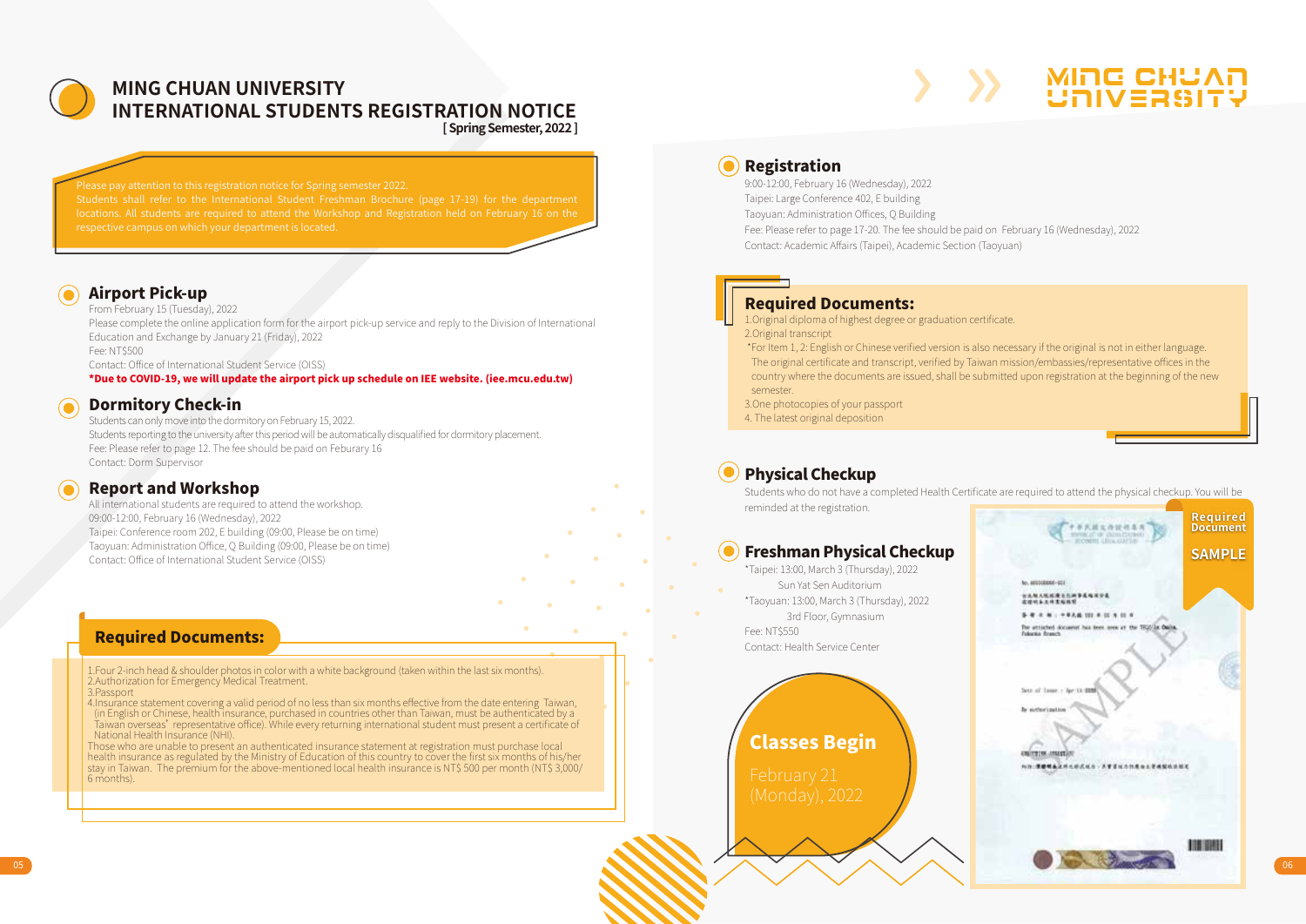# MING CHUAN UNIVERSITY
# INTERNATIONAL STUDENTS REGISTRATION NOTICE

**[ Spring Semester, 2022 ]**

Please pay attention to this registration notice for Spring semester 2022.
Students shall refer to the International Student Freshman Brochure (page 17-19) for the department locations. All students are required to attend the Workshop and Registration held on February 16 on the respective campus on which your department is located.

## Airport Pick-up

From February 15 (Tuesday), 2022
Please complete the online application form for the airport pick-up service and reply to the Division of International Education and Exchange by January 21 (Friday), 2022
Fee: NT$500
Contact: Office of International Student Service (OISS)
**\*Due to COVID-19, we will update the airport pick up schedule on IEE website. (iee.mcu.edu.tw)**

## Dormitory Check-in

Students can only move into the dormitory on February 15, 2022.
Students reporting to the university after this period will be automatically disqualified for dormitory placement.
Fee: Please refer to page 12. The fee should be paid on Feburary 16
Contact: Dorm Supervisor

## Report and Workshop

All international students are required to attend the workshop.
09:00-12:00, February 16 (Wednesday), 2022
Taipei: Conference room 202, E building (09:00, Please be on time)
Taoyuan: Administration Office, Q Building (09:00, Please be on time)
Contact: Office of International Student Service (OISS)

## Required Documents:

1. Four 2-inch head & shoulder photos in color with a white background (taken within the last six months).
2. Authorization for Emergency Medical Treatment.
3. Passport
4. Insurance statement covering a valid period of no less than six months effective from the date entering Taiwan, (in English or Chinese, health insurance, purchased in countries other than Taiwan, must be authenticated by a Taiwan overseas' representative office). While every returning international student must present a certificate of National Health Insurance (NHI).

Those who are unable to present an authenticated insurance statement at registration must purchase local health insurance as regulated by the Ministry of Education of this country to cover the first six months of his/her stay in Taiwan. The premium for the above-mentioned local health insurance is NT$ 500 per month (NT$ 3,000/ 6 months).

## Registration

9:00-12:00, February 16 (Wednesday), 2022
Taipei: Large Conference 402, E building
Taoyuan: Administration Offices, Q Building
Fee: Please refer to page 17-20. The fee should be paid on February 16 (Wednesday), 2022
Contact: Academic Affairs (Taipei), Academic Section (Taoyuan)

## Required Documents:

1. Original diploma of highest degree or graduation certificate.
2. Original transcript

\*For Item 1, 2: English or Chinese verified version is also necessary if the original is not in either language. The original certificate and transcript, verified by Taiwan mission/embassies/representative offices in the country where the documents are issued, shall be submitted upon registration at the beginning of the new semester.

3. One photocopies of your passport
4. The latest original deposition

## Physical Checkup

Students who do not have a completed Health Certificate are required to attend the physical checkup. You will be reminded at the registration.

## Freshman Physical Checkup

\*Taipei: 13:00, March 3 (Thursday), 2022
Sun Yat Sen Auditorium
\*Taoyuan: 13:00, March 3 (Thursday), 2022
3rd Floor, Gymnasium
Fee: NT$550
Contact: Health Service Center

**Required Document**
**SAMPLE**

## Classes Begin

February 21 (Monday), 2022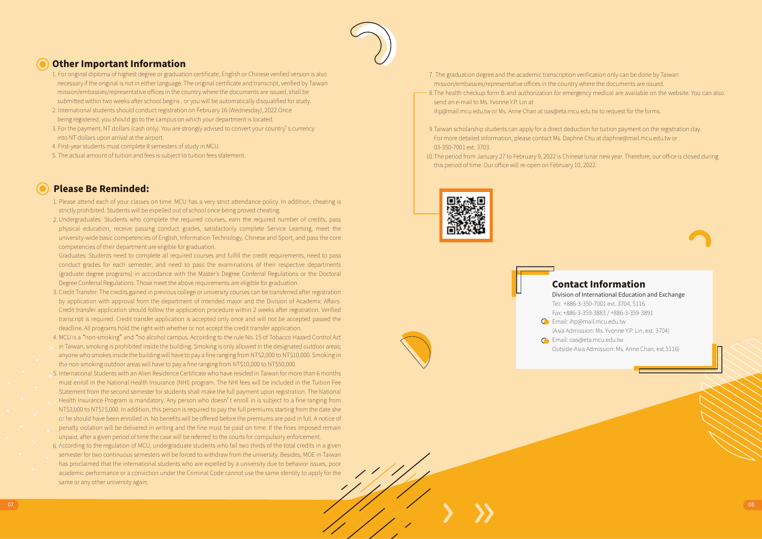## Other Important Information

1. For original diploma of highest degree or graduation certificate, English or Chinese verified version is also necessary if the original is not in either language. The original certificate and transcript, verified by Taiwan mission/embassies/representative offices in the country where the documents are issued, shall be submitted within two weeks after school begins , or you will be automatically disqualified for study.
2. International students should conduct registration on February 16 (Wednesday), 2022.Once being registered, you should go to the campus on which your department is located.
3. For the payment, NT dollars (cash only). You are strongly advised to convert your country's currency into NT dollars upon arrival at the airport.
4. First-year students must complete 8 semesters of study in MCU.
5. The actual amount of tuition and fees is subject to tuition fees statement.

## Please Be Reminded:

1. Please attend each of your classes on time. MCU has a very strict attendance policy. In addition, cheating is strictly prohibited. Students will be expelled out of school once being proved cheating.
2. Undergraduates: Students who complete the required courses, earn the required number of credits, pass physical education, receive passing conduct grades, satisfactorily complete Service Learning, meet the university-wide basic competencies of English, Information Technology, Chinese and Sport, and pass the core competencies of their department are eligible for graduation.

   Graduates: Students need to complete all required courses and fulfill the credit requirements, need to pass conduct grades for each semester, and need to pass the examinations of their respective departments (graduate degree programs) in accordance with the Master's Degree Conferral Regulations or the Doctoral Degree Conferral Regulations. Those meet the above requirements are eligible for graduation.
3. Credit Transfer: The credits gained in previous college or university courses can be transferred after registration by application with approval from the department of intended major and the Division of Academic Affairs. Credit transfer application should follow the application procedure within 2 weeks after registration. Verified transcript is required. Credit transfer application is accepted only once and will not be accepted passed the deadline. All programs hold the right with whether or not accept the credit transfer application.
4. MCU is a "non-smoking" and "no alcohol campus. According to the rule No. 15 of Tobacco Hazard Control Act in Taiwan, smoking is prohibited inside the building. Smoking is only allowed in the designated outdoor areas; anyone who smokes inside the building will have to pay a fine ranging from NT$2,000 to NT$10,000. Smoking in the non-smoking outdoor areas will have to pay a fine ranging from NT$10,000 to NT$50,000.
5. International Students with an Alien Residence Certificate who have resided in Taiwan for more than 6 months must enroll in the National Health Insurance (NHI) program. The NHI fees will be included in the Tuition Fee Statement from the second semester for students shall make the full payment upon registration. The National Health Insurance Program is mandatory. Any person who doesn't enroll in is subject to a fine ranging from NT$3,000 to NT$15,000. In addition, this person is required to pay the full premiums starting from the date she or he should have been enrolled in. No benefits will be offered before the premiums are paid in full. A notice of penalty violation will be delivered in writing and the fine must be paid on time. If the fines imposed remain unpaid, after a given period of time the case will be referred to the courts for compulsory enforcement.
6. According to the regulation of MCU, undergraduate students who fail two thirds of the total credits in a given semester for two continuous semesters will be forced to withdraw from the university. Besides, MOE in Taiwan has proclaimed that the international students who are expelled by a university due to behavior issues, poor academic performance or a conviction under the Criminal Code cannot use the same identity to apply for the same or any other university again.
7. The graduation degree and the academic transcription verification only can be done by Taiwan mission/embassies/representative offices in the country where the documents are issued.
8. The health checkup form B and authorization for emergency medical are available on the website. You can also send an e-mail to Ms. Yvonne Y.P. Lin at ihp@mail.mcu.edu.tw or Ms. Anne Chan at oas@eta.mcu.edu.tw to request for the forms.
9. Taiwan scholarship students can apply for a direct deduction for tuition payment on the registration day. For more detailed information, please contact Ms. Daphne Chu at daphne@mail.mcu.edu.tw or 03-350-7001 ext. 3703.
10. The period from January 27 to February 9, 2022 is Chinese lunar new year. Therefore, our office is closed during this period of time. Our office will re-open on February 10, 2022.

## Contact Information

Division of International Education and Exchange

Tel: +886-3-350-7001 ext. 3704, 5116

Fax: +886-3-359-3883 / +886-3-359-3891

Email: ihp@mail.mcu.edu.tw
(Asia Admission: Ms. Yvonne Y.P. Lin, ext. 3704)

Email: oas@eta.mcu.edu.tw
Outside-Asia Admission: Ms. Anne Chan, ext.5116)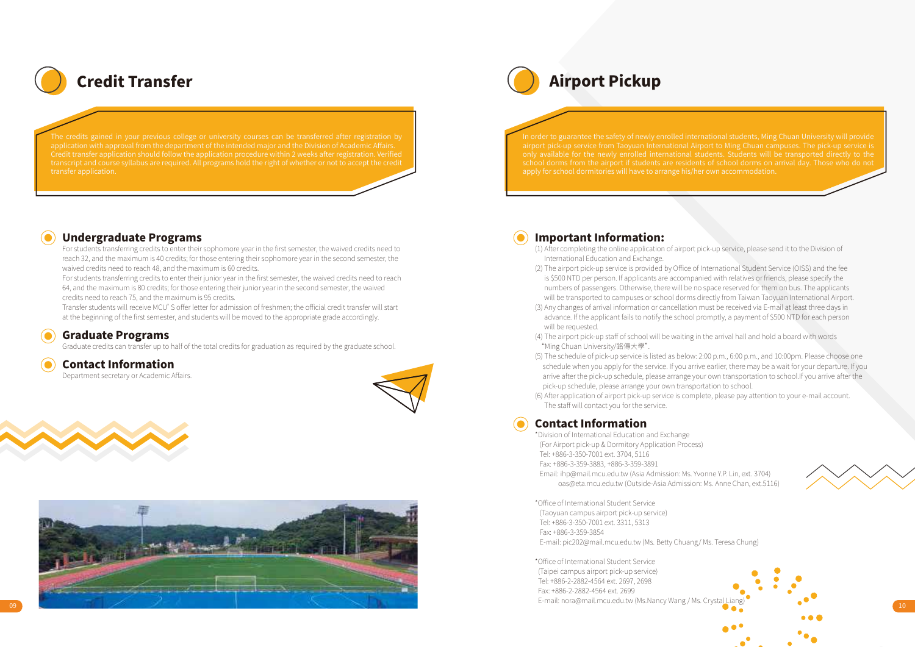# Credit Transfer

The credits gained in your previous college or university courses can be transferred after registration by application with approval from the department of the intended major and the Division of Academic Affairs. Credit transfer application should follow the application procedure within 2 weeks after registration. Verified transcript and course syllabus are required. All programs hold the right of whether or not to accept the credit transfer application.

## Undergraduate Programs

For students transferring credits to enter their sophomore year in the first semester, the waived credits need to reach 32, and the maximum is 40 credits; for those entering their sophomore year in the second semester, the waived credits need to reach 48, and the maximum is 60 credits.

For students transferring credits to enter their junior year in the first semester, the waived credits need to reach 64, and the maximum is 80 credits; for those entering their junior year in the second semester, the waived credits need to reach 75, and the maximum is 95 credits.

Transfer students will receive MCU' S offer letter for admission of freshmen; the official credit transfer will start at the beginning of the first semester, and students will be moved to the appropriate grade accordingly.

## Graduate Programs

Graduate credits can transfer up to half of the total credits for graduation as required by the graduate school.

## Contact Information

Department secretary or Academic Affairs.

# Airport Pickup

In order to guarantee the safety of newly enrolled international students, Ming Chuan University will provide airport pick-up service from Taoyuan International Airport to Ming Chuan campuses. The pick-up service is only available for the newly enrolled international students. Students will be transported directly to the school dorms from the airport if students are residents of school dorms on arrival day. Those who do not apply for school dormitories will have to arrange his/her own accommodation.

## Important Information:

(1) After completing the online application of airport pick-up service, please send it to the Division of International Education and Exchange.

(2) The airport pick-up service is provided by Office of International Student Service (OISS) and the fee is $500 NTD per person. If applicants are accompanied with relatives or friends, please specify the numbers of passengers. Otherwise, there will be no space reserved for them on bus. The applicants will be transported to campuses or school dorms directly from Taiwan Taoyuan International Airport.

(3) Any changes of arrival information or cancellation must be received via E-mail at least three days in advance. If the applicant fails to notify the school promptly, a payment of $500 NTD for each person will be requested.

(4) The airport pick-up staff of school will be waiting in the arrival hall and hold a board with words "Ming Chuan University/銘傳大學".

(5) The schedule of pick-up service is listed as below: 2:00 p.m., 6:00 p.m., and 10:00pm. Please choose one schedule when you apply for the service. If you arrive earlier, there may be a wait for your departure. If you arrive after the pick-up schedule, please arrange your own transportation to school.If you arrive after the pick-up schedule, please arrange your own transportation to school.

(6) After application of airport pick-up service is complete, please pay attention to your e-mail account. The staff will contact you for the service.

## Contact Information

*Division of International Education and Exchange
(For Airport pick-up & Dormitory Application Process)
Tel: +886-3-350-7001 ext. 3704, 5116
Fax: +886-3-359-3883, +886-3-359-3891
Email: ihp@mail.mcu.edu.tw (Asia Admission: Ms. Yvonne Y.P. Lin, ext. 3704)
oas@eta.mcu.edu.tw (Outside-Asia Admission: Ms. Anne Chan, ext.5116)

*Office of International Student Service
(Taoyuan campus airport pick-up service)
Tel: +886-3-350-7001 ext. 3311, 5313
Fax: +886-3-359-3854
E-mail: pic202@mail.mcu.edu.tw (Ms. Betty Chuang/ Ms. Teresa Chung)

*Office of International Student Service
(Taipei campus airport pick-up service)
Tel: +886-2-2882-4564 ext. 2697, 2698
Fax: +886-2-2882-4564 ext. 2699
E-mail: nora@mail.mcu.edu.tw (Ms.Nancy Wang / Ms. Crystal Liang)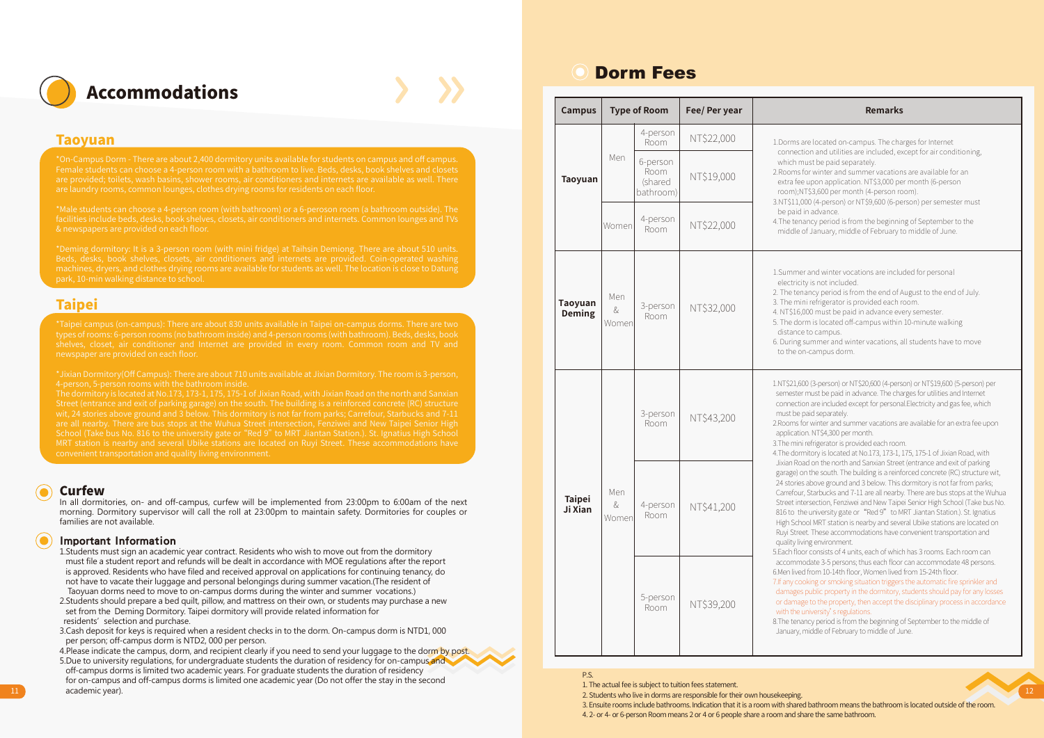# Accommodations

## Taoyuan

*On-Campus Dorm - There are about 2,400 dormitory units available for students on campus and off campus. Female students can choose a 4-person room with a bathroom to live. Beds, desks, book shelves and closets are provided; toilets, wash basins, shower rooms, air conditioners and internets are available as well. There are laundry rooms, common lounges, clothes drying rooms for residents on each floor.

*Male students can choose a 4-person room (with bathroom) or a 6-peroson room (a bathroom outside). The facilities include beds, desks, book shelves, closets, air conditioners and internets. Common lounges and TVs & newspapers are provided on each floor.

*Deming dormitory: It is a 3-person room (with mini fridge) at Taihsin Demiong. There are about 510 units. Beds, desks, book shelves, closets, air conditioners and internets are provided. Coin-operated washing machines, dryers, and clothes drying rooms are available for students as well. The location is close to Datung park, 10-min walking distance to school.

## Taipei

*Taipei campus (on-campus): There are about 830 units available in Taipei on-campus dorms. There are two types of rooms: 6-person rooms (no bathroom inside) and 4-person rooms (with bathroom). Beds, desks, book shelves, closet, air conditioner and Internet are provided in every room. Common room and TV and newspaper are provided on each floor.

*Jixian Dormitory(Off Campus): There are about 710 units available at Jixian Dormitory. The room is 3-person, 4-person, 5-person rooms with the bathroom inside.
The dormitory is located at No.173, 173-1, 175, 175-1 of Jixian Road, with Jixian Road on the north and Sanxian Street (entrance and exit of parking garage) on the south. The building is a reinforced concrete (RC) structure wit, 24 stories above ground and 3 below. This dormitory is not far from parks; Carrefour, Starbucks and 7-11 are all nearby. There are bus stops at the Wuhua Street intersection, Fenziwei and New Taipei Senior High School (Take bus No. 816 to the university gate or "Red 9" to MRT Jiantan Station.). St. Ignatius High School MRT station is nearby and several Ubike stations are located on Ruyi Street. These accommodations have convenient transportation and quality living environment.

## Curfew

In all dormitories, on- and off-campus, curfew will be implemented from 23:00pm to 6:00am of the next morning. Dormitory supervisor will call the roll at 23:00pm to maintain safety. Dormitories for couples or families are not available.

## Important Information

1. Students must sign an academic year contract. Residents who wish to move out from the dormitory must file a student report and refunds will be dealt in accordance with MOE regulations after the report is approved. Residents who have filed and received approval on applications for continuing tenancy, do not have to vacate their luggage and personal belongings during summer vacation.(The resident of Taoyuan dorms need to move to on-campus dorms during the winter and summer vacations.)
2. Students should prepare a bed quilt, pillow, and mattress on their own, or students may purchase a new set from the Deming Dormitory. Taipei dormitory will provide related information for residents' selection and purchase.
3. Cash deposit for keys is required when a resident checks in to the dorm. On-campus dorm is NTD1, 000 per person; off-campus dorm is NTD2, 000 per person.
4. Please indicate the campus, dorm, and recipient clearly if you need to send your luggage to the dorm by post.
5. Due to university regulations, for undergraduate students the duration of residency for on-campus and off-campus dorms is limited two academic years. For graduate students the duration of residency for on-campus and off-campus dorms is limited one academic year (Do not offer the stay in the second academic year).

# Dorm Fees

| Campus | Type of Room | | Fee/ Per year | Remarks |
|---|---|---|---|---|
| Taoyuan | Men | 4-person Room | NT$22,000 | 1.Dorms are located on-campus. The charges for Internet connection and utilities are included, except for air conditioning, which must be paid separately.<br>2.Rooms for winter and summer vacations are available for an extra fee upon application. NT$3,000 per month (6-person room);NT$3,600 per month (4-person room).<br>3.NT$11,000 (4-person) or NT$9,600 (6-person) per semester must be paid in advance.<br>4.The tenancy period is from the beginning of September to the middle of January, middle of February to middle of June. |
| | | 6-person Room (shared bathroom) | NT$19,000 | |
| | Women | 4-person Room | NT$22,000 | |
| Taoyuan Deming | Men & Women | 3-person Room | NT$32,000 | 1.Summer and winter vocations are included for personal electricity is not included.<br>2. The tenancy period is from the end of August to the end of July.<br>3. The mini refrigerator is provided each room.<br>4. NT$16,000 must be paid in advance every semester.<br>5. The dorm is located off-campus within 10-minute walking distance to campus.<br>6. During summer and winter vacations, all students have to move to the on-campus dorm. |
| Taipei Ji Xian | Men & Women | 3-person Room | NT$43,200 | 1.NT$21,600 (3-person) or NT$20,600 (4-person) or NT$19,600 (5-person) per semester must be paid in advance. The charges for utilities and Internet connection are included except for personal.Electricity and gas fee, which must be paid separately.<br>2.Rooms for winter and summer vacations are available for an extra fee upon application. NT$4,300 per month.<br>3.The mini refrigerator is provided each room.<br>4.The dormitory is located at No.173, 173-1, 175, 175-1 of Jixian Road, with Jixian Road on the north and Sanxian Street (entrance and exit of parking garage) on the south. The building is a reinforced concrete (RC) structure wit, 24 stories above ground and 3 below. This dormitory is not far from parks; Carrefour, Starbucks and 7-11 are all nearby. There are bus stops at the Wuhua Street intersection, Fenziwei and New Taipei Senior High School (Take bus No. 816 to the university gate or "Red 9" to MRT Jiantan Station.). St. Ignatius High School MRT station is nearby and several Ubike stations are located on Ruyi Street. These accommodations have convenient transportation and quality living environment.<br>5.Each floor consists of 4 units, each of which has 3 rooms. Each room can accommodate 3-5 persons; thus each floor can accommodate 48 persons.<br>6.Men lived from 10-14th floor, Women lived from 15-24th floor.<br>7.If any cooking or smoking situation triggers the automatic fire sprinkler and damages public property in the dormitory, students should pay for any losses or damage to the property, then accept the disciplinary process in accordance with the university's regulations.<br>8.The tenancy period is from the beginning of September to the middle of January, middle of February to middle of June. |
| | | 4-person Room | NT$41,200 | |
| | | 5-person Room | NT$39,200 | |

P.S.
1. The actual fee is subject to tuition fees statement.
2. Students who live in dorms are responsible for their own housekeeping.
3. Ensuite rooms include bathrooms. Indication that it is a room with shared bathroom means the bathroom is located outside of the room.
4. 2- or 4- or 6-person Room means 2 or 4 or 6 people share a room and share the same bathroom.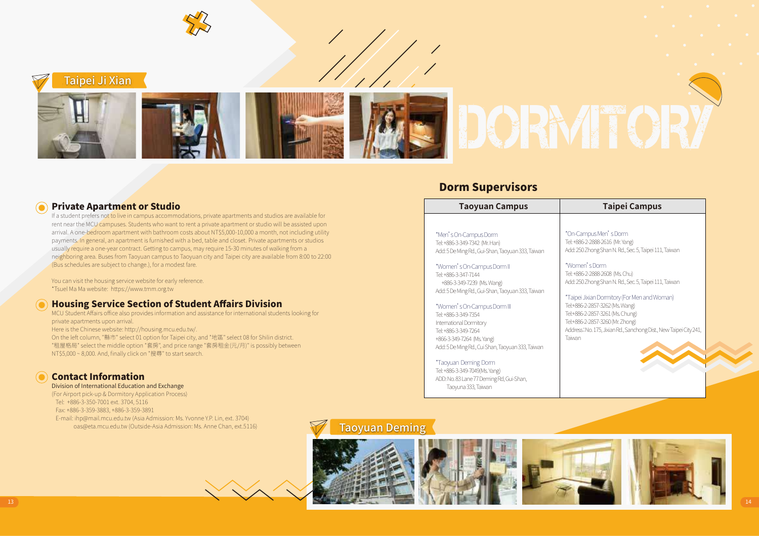## Taipei Ji Xian

# DORMITORY

### Private Apartment or Studio

If a student prefers not to live in campus accommodations, private apartments and studios are available for rent near the MCU campuses. Students who want to rent a private apartment or studio will be assisted upon arrival. A one-bedroom apartment with bathroom costs about NT$5,000-10,000 a month, not including utility payments. In general, an apartment is furnished with a bed, table and closet. Private apartments or studios usually require a one-year contract. Getting to campus, may require 15-30 minutes of walking from a neighboring area. Buses from Taoyuan campus to Taoyuan city and Taipei city are available from 8:00 to 22:00 (Bus schedules are subject to change.), for a modest fare.

You can visit the housing service website for early reference.
*Tsuel Ma Ma website: https://www.tmm.org.tw

### Housing Service Section of Student Affairs Division

MCU Student Affairs office also provides information and assistance for international students looking for private apartments upon arrival.
Here is the Chinese website: http://housing.mcu.edu.tw/.
On the left column, "縣市" select 01 option for Taipei city, and "地區" select 08 for Shilin district.
"租屋格局" select the middle option "套房", and price range "套房租金(元/月)" is possibly between NT$5,000 ~ 8,000. And, finally click on "搜尋" to start search.

### Contact Information

Division of International Education and Exchange
(For Airport pick-up & Dormitory Application Process)
Tel: +886-3-350-7001 ext. 3704, 5116
Fax: +886-3-359-3883, +886-3-359-3891
E-mail: ihp@mail.mcu.edu.tw (Asia Admission: Ms. Yvonne Y.P. Lin, ext. 3704)
oas@eta.mcu.edu.tw (Outside-Asia Admission: Ms. Anne Chan, ext.5116)

## Dorm Supervisors

| Taoyuan Campus | Taipei Campus |
|---|---|
| *Men's On-Campus Dorm<br>Tel: +886-3-349-7342 (Mr. Han)<br>Add: 5 De Ming Rd., Gui-Shan, Taoyuan 333, Taiwan<br><br>*Women's On-Campus Dorm II<br>Tel: +886-3-347-7144<br>+886-3-349-7239 (Ms. Wang)<br>Add: 5 De Ming Rd., Gui-Shan, Taoyuan 333, Taiwan<br><br>*Women's On-Campus Dorm III<br>Tel: +886-3-349-7354<br>International Dormitory<br>Tel: +886-3-349-7264<br>+866-3-349-7264 (Ms. Yang)<br>Add: 5 De Ming Rd., Cui Shan, Taoyuan 333, Taiwan<br><br>*Taoyuan Deming Dorm<br>Tel: +886-3-349-7049(Ms. Yang)<br>ADD: No. 83 Lane 77 Deming Rd, Gui-Shan, Taoyuna 333, Taiwan | *On-Campus Men's Dorm<br>Tel: +886-2-2888-2616 (Mr. Yang)<br>Add: 250 Zhong Shan N. Rd., Sec. 5, Taipei 111, Taiwan<br><br>*Women's Dorm<br>Tel: +886-2-2888-2608 (Ms. Chu)<br>Add: 250 Zhong Shan N. Rd., Sec. 5, Taipei 111, Taiwan<br><br>*Taipei Jixian Dormitory (For Men and Woman)<br>Tel:+886-2-2857-3262 (Ms. Wang)<br>Tel:+886-2-2857-3261 (Ms. Chung)<br>Tel:+886-2-2857-3260 (Mr. Zhong)<br>Address：No. 175, Jixian Rd., Sanchong Dist., New Taipei City 241, Taiwan |

## Taoyuan Deming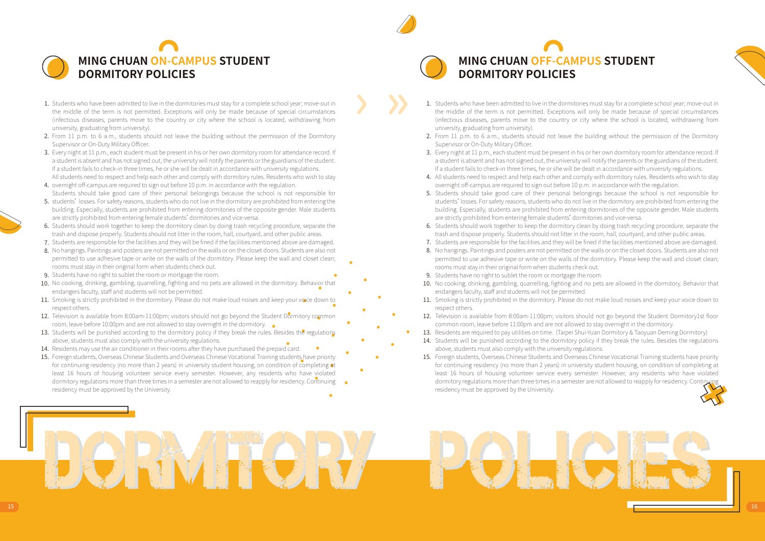# MING CHUAN ON-CAMPUS STUDENT DORMITORY POLICIES

1. Students who have been admitted to live in the dormitories must stay for a complete school year; move-out in the middle of the term is not permitted. Exceptions will only be made because of special circumstances (infectious diseases, parents move to the country or city where the school is located, withdrawing from university, graduating from university).
2. From 11 p.m. to 6 a.m., students should not leave the building without the permission of the Dormitory Supervisor or On-Duty Military Officer.
3. Every night at 11 p.m., each student must be present in his or her own dormitory room for attendance record. If a student is absent and has not signed out, the university will notify the parents or the guardians of the student. If a student fails to check-in three times, he or she will be dealt in accordance with university regulations.
4. All students need to respect and help each other and comply with dormitory rules. Residents who wish to stay overnight off-campus are required to sign out before 10 p.m. in accordance with the regulation.
5. Students should take good care of their personal belongings because the school is not responsible for students' losses. For safety reasons, students who do not live in the dormitory are prohibited from entering the building. Especially, students are prohibited from entering dormitories of the opposite gender. Male students are strictly prohibited from entering female students' dormitories and vice-versa.
6. Students should work together to keep the dormitory clean by doing trash recycling procedure, separate the trash and dispose properly. Students should not litter in the room, hall, courtyard, and other public areas.
7. Students are responsible for the facilities and they will be fined if the facilities mentioned above are damaged.
8. No hangings. Paintings and posters are not permitted on the walls or on the closet doors. Students are also not permitted to use adhesive tape or write on the walls of the dormitory. Please keep the wall and closet clean; rooms must stay in their original form when students check out.
9. Students have no right to sublet the room or mortgage the room.
10. No cooking, drinking, gambling, quarrelling, fighting and no pets are allowed in the dormitory. Behavior that endangers faculty, staff and students will not be permitted.
11. Smoking is strictly prohibited in the dormitory. Please do not make loud noises and keep your voice down to respect others.
12. Television is available from 8:00am-11:00pm; visitors should not go beyond the Student Dormitory common room, leave before 10:00pm and are not allowed to stay overnight in the dormitory.
13. Students will be punished according to the dormitory policy if they break the rules. Besides the regulations above, students must also comply with the university regulations.
14. Residents may use the air conditioner in their rooms after they have purchased the prepaid card.
15. Foreign students, Overseas Chinese Students and Overseas Chinese Vocational Training students have priority for continuing residency (no more than 2 years) in university student housing, on condition of completing at least 16 hours of housing volunteer service every semester. However, any residents who have violated dormitory regulations more than three times in a semester are not allowed to reapply for residency. Continuing residency must be approved by the University.

# MING CHUAN OFF-CAMPUS STUDENT DORMITORY POLICIES

1. Students who have been admitted to live in the dormitories must stay for a complete school year; move-out in the middle of the term is not permitted. Exceptions will only be made because of special circumstances (infectious diseases, parents move to the country or city where the school is located, withdrawing from university, graduating from university).
2. From 11 p.m. to 6 a.m., students should not leave the building without the permission of the Dormitory Supervisor or On-Duty Military Officer.
3. Every night at 11 p.m., each student must be present in his or her own dormitory room for attendance record. If a student is absent and has not signed out, the university will notify the parents or the guardians of the student. If a student fails to check-in three times, he or she will be dealt in accordance with university regulations.
4. All students need to respect and help each other and comply with dormitory rules. Residents who wish to stay overnight off-campus are required to sign out before 10 p.m. in accordance with the regulation.
5. Students should take good care of their personal belongings because the school is not responsible for students' losses. For safety reasons, students who do not live in the dormitory are prohibited from entering the building. Especially, students are prohibited from entering dormitories of the opposite gender. Male students are strictly prohibited from entering female students' dormitories and vice-versa.
6. Students should work together to keep the dormitory clean by doing trash recycling procedure, separate the trash and dispose properly. Students should not litter in the room, hall, courtyard, and other public areas.
7. Students are responsible for the facilities and they will be fined if the facilities mentioned above are damaged.
8. No hangings. Paintings and posters are not permitted on the walls or on the closet doors. Students are also not permitted to use adhesive tape or write on the walls of the dormitory. Please keep the wall and closet clean; rooms must stay in their original form when students check out.
9. Students have no right to sublet the room or mortgage the room.
10. No cooking, drinking, gambling, quarrelling, fighting and no pets are allowed in the dormitory. Behavior that endangers faculty, staff and students will not be permitted.
11. Smoking is strictly prohibited in the dormitory. Please do not make loud noises and keep your voice down to respect others.
12. Television is available from 8:00am-11:00pm; visitors should not go beyond the Student Dormitory1st floor common room, leave before 11:00pm and are not allowed to stay overnight in the dormitory.
13. Residents are required to pay utilities on time. (Taipei Shui-Yuan Dormitory & Taoyuan Deming Dormitory)
14. Students will be punished according to the dormitory policy if they break the rules. Besides the regulations above, students must also comply with the university regulations.
15. Foreign students, Overseas Chinese Students and Overseas Chinese Vocational Training students have priority for continuing residency (no more than 2 years) in university student housing, on condition of completing at least 16 hours of housing volunteer service every semester. However, any residents who have violated dormitory regulations more than three times in a semester are not allowed to reapply for residency. Continuing residency must be approved by the University.

DORMITORY POLICIES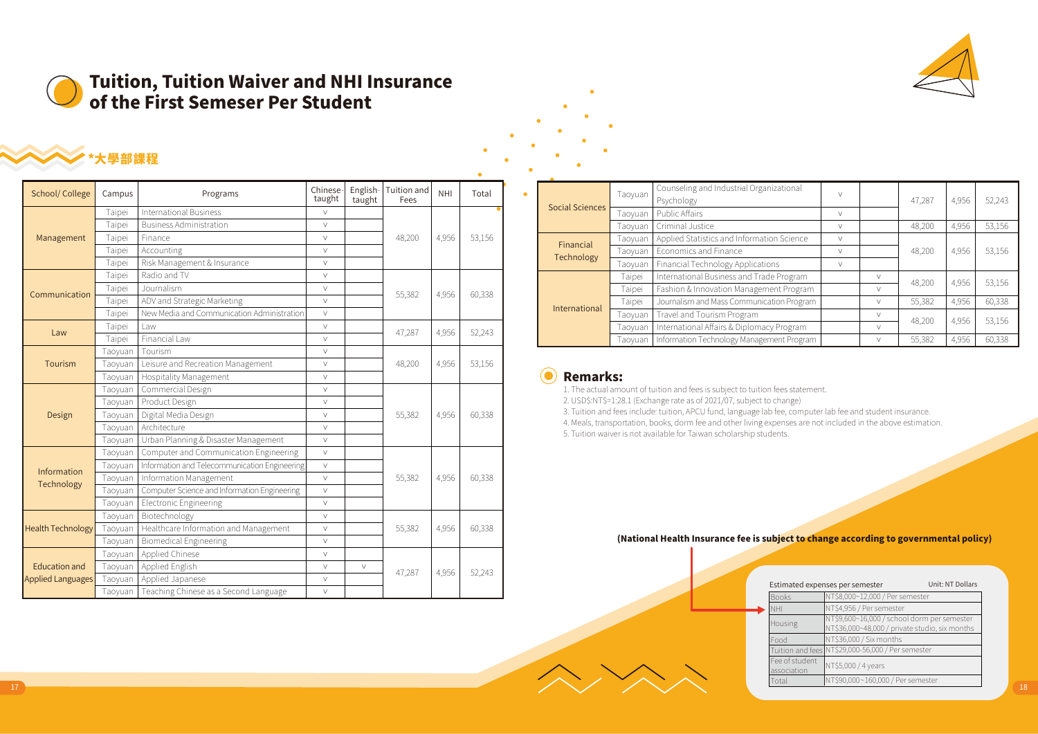# Tuition, Tuition Waiver and NHI Insurance of the First Semeser Per Student

## *大學部課程

| School/ College | Campus | Programs | Chinese-taught | English-taught | Tuition and Fees | NHI | Total |
|---|---|---|---|---|---|---|---|
| Management | Taipei | International Business | V | | 48,200 | 4,956 | 53,156 |
| | Taipei | Business Administration | V | | | | |
| | Taipei | Finance | V | | | | |
| | Taipei | Accounting | V | | | | |
| | Taipei | Risk Management & Insurance | V | | | | |
| Communication | Taipei | Radio and TV | V | | 55,382 | 4,956 | 60,338 |
| | Taipei | Journalism | V | | | | |
| | Taipei | ADV and Strategic Marketing | V | | | | |
| | Taipei | New Media and Communication Administration | V | | | | |
| Law | Taipei | Law | V | | 47,287 | 4,956 | 52,243 |
| | Taipei | Financial Law | V | | | | |
| Tourism | Taoyuan | Tourism | V | | 48,200 | 4,956 | 53,156 |
| | Taoyuan | Leisure and Recreation Management | V | | | | |
| | Taoyuan | Hospitality Management | V | | | | |
| Design | Taoyuan | Commercial Design | V | | 55,382 | 4,956 | 60,338 |
| | Taoyuan | Product Design | V | | | | |
| | Taoyuan | Digital Media Design | V | | | | |
| | Taoyuan | Architecture | V | | | | |
| | Taoyuan | Urban Planning & Disaster Management | V | | | | |
| Information Technology | Taoyuan | Computer and Communication Engineering | V | | 55,382 | 4,956 | 60,338 |
| | Taoyuan | Information and Telecommunication Engineering | V | | | | |
| | Taoyuan | Information Management | V | | | | |
| | Taoyuan | Computer Science and Information Engineering | V | | | | |
| | Taoyuan | Electronic Engineering | V | | | | |
| Health Technology | Taoyuan | Biotechnology | V | | 55,382 | 4,956 | 60,338 |
| | Taoyuan | Healthcare Information and Management | V | | | | |
| | Taoyuan | Biomedical Engineering | V | | | | |
| Education and Applied Languages | Taoyuan | Applied Chinese | V | | 47,287 | 4,956 | 52,243 |
| | Taoyuan | Applied English | V | V | | | |
| | Taoyuan | Applied Japanese | V | | | | |
| | Taoyuan | Teaching Chinese as a Second Language | V | | | | |
| Social Sciences | Taoyuan | Counseling and Industrial Organizational Psychology | V | | 47,287 | 4,956 | 52,243 |
| | Taoyuan | Public Affairs | V | | | | |
| | Taoyuan | Criminal Justice | V | | 48,200 | 4,956 | 53,156 |
| Financial Technology | Taoyuan | Applied Statistics and Information Science | V | | 48,200 | 4,956 | 53,156 |
| | Taoyuan | Economics and Finance | V | | | | |
| | Taoyuan | Financial Technology Applications | V | | | | |
| International | Taipei | International Business and Trade Program | | V | 48,200 | 4,956 | 53,156 |
| | Taipei | Fashion & Innovation Management Program | | V | | | |
| | Taipei | Journalism and Mass Communication Program | | V | 55,382 | 4,956 | 60,338 |
| | Taoyuan | Travel and Tourism Program | | V | 48,200 | 4,956 | 53,156 |
| | Taoyuan | International Affairs & Diplomacy Program | | V | | | |
| | Taoyuan | Information Technology Management Program | | V | 55,382 | 4,956 | 60,338 |

## Remarks:

1. The actual amount of tuition and fees is subject to tuition fees statement.
2. USD$:NT$=1:28.1 (Exchange rate as of 2021/07, subject to change)
3. Tuition and fees include: tuition, APCU fund, language lab fee, computer lab fee and student insurance.
4. Meals, transportation, books, dorm fee and other living expenses are not included in the above estimation.
5. Tuition waiver is not available for Taiwan scholarship students.

**(National Health Insurance fee is subject to change according to governmental policy)**

Estimated expenses per semester — Unit: NT Dollars

| Item | Amount |
|---|---|
| Books | NT$8,000~12,000 / Per semester |
| NHI | NT$4,956 / Per semester |
| Housing | NT$9,600~16,000 / school dorm per semester<br>NT$36,000~48,000 / private studio, six months |
| Food | NT$36,000 / Six months |
| Tuition and fees | NT$29,000-56,000 / Per semester |
| Fee of student association | NT$5,000 / 4 years |
| Total | NT$90,000~160,000 / Per semester |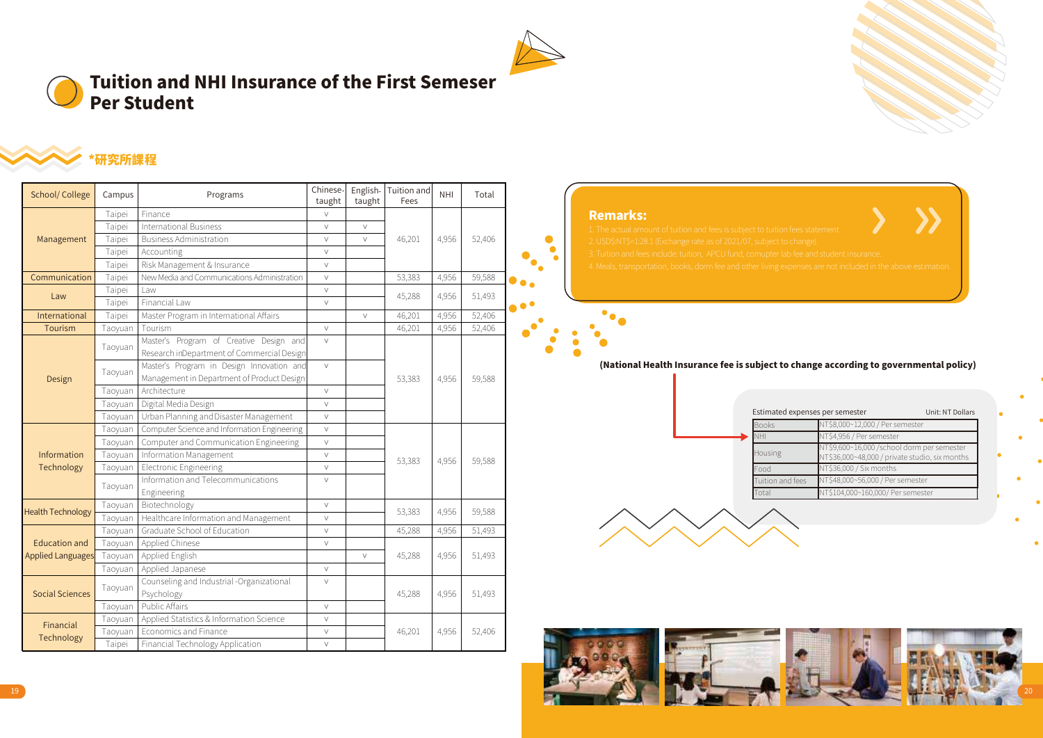# Tuition and NHI Insurance of the First Semeser Per Student

## *研究所課程

| School/ College | Campus | Programs | Chinese-taught | English-taught | Tuition and Fees | NHI | Total |
|---|---|---|---|---|---|---|---|
| Management | Taipei | Finance | V | | 46,201 | 4,956 | 52,406 |
| | Taipei | International Business | V | V | | | |
| | Taipei | Business Administration | V | V | | | |
| | Taipei | Accounting | V | | | | |
| | Taipei | Risk Management & Insurance | V | | | | |
| Communication | Taipei | New Media and Communications Administration | V | | 53,383 | 4,956 | 59,588 |
| Law | Taipei | Law | V | | 45,288 | 4,956 | 51,493 |
| | Taipei | Financial Law | V | | | | |
| International | Taipei | Master Program in International Affairs | | V | 46,201 | 4,956 | 52,406 |
| Tourism | Taoyuan | Tourism | V | | 46,201 | 4,956 | 52,406 |
| Design | Taoyuan | Master's Program of Creative Design and Research inDepartment of Commercial Design | V | | 53,383 | 4,956 | 59,588 |
| | Taoyuan | Master's Program in Design Innovation and Management in Department of Product Design | V | | | | |
| | Taoyuan | Architecture | V | | | | |
| | Taoyuan | Digital Media Design | V | | | | |
| | Taoyuan | Urban Planning and Disaster Management | V | | | | |
| Information Technology | Taoyuan | Computer Science and Information Engineering | V | | 53,383 | 4,956 | 59,588 |
| | Taoyuan | Computer and Communication Engineering | V | | | | |
| | Taoyuan | Information Management | V | | | | |
| | Taoyuan | Electronic Engineering | V | | | | |
| | Taoyuan | Information and Telecommunications Engineering | V | | | | |
| Health Technology | Taoyuan | Biotechnology | V | | 53,383 | 4,956 | 59,588 |
| | Taoyuan | Healthcare Information and Management | V | | | | |
| Education and Applied Languages | Taoyuan | Graduate School of Education | V | | 45,288 | 4,956 | 51,493 |
| | Taoyuan | Applied Chinese | V | | 45,288 | 4,956 | 51,493 |
| | Taoyuan | Applied English | | V | | | |
| | Taoyuan | Applied Japanese | V | | | | |
| Social Sciences | Taoyuan | Counseling and Industrial -Organizational Psychology | V | | 45,288 | 4,956 | 51,493 |
| | Taoyuan | Public Affairs | V | | | | |
| Financial Technology | Taoyuan | Applied Statistics & Information Science | V | | 46,201 | 4,956 | 52,406 |
| | Taoyuan | Economics and Finance | V | | | | |
| | Taipei | Financial Technology Application | V | | | | |

**Remarks:**

1. The actual amount of tuition and fees is subject to tuition fees statement.
2. USD$:NT$=1:28.1 (Exchange rate as of 2021/07, subject to change).
3. Tuition and fees include: tuition, APCU fund, comupter lab fee and student insurance.
4. Meals, transportation, books, dorm fee and other living expenses are not included in the above estimation.

**(National Health Insurance fee is subject to change according to governmental policy)**

Estimated expenses per semester — Unit: NT Dollars

| Item | Amount |
|---|---|
| Books | NT$8,000~12,000 / Per semester |
| NHI | NT$4,956 / Per semester |
| Housing | NT$9,600~16,000 /school dorm per semester<br>NT$36,000~48,000 / private studio, six months |
| Food | NT$36,000 / Six months |
| Tuition and fees | NT$48,000~56,000 / Per semester |
| Total | NT$104,000~160,000/ Per semester |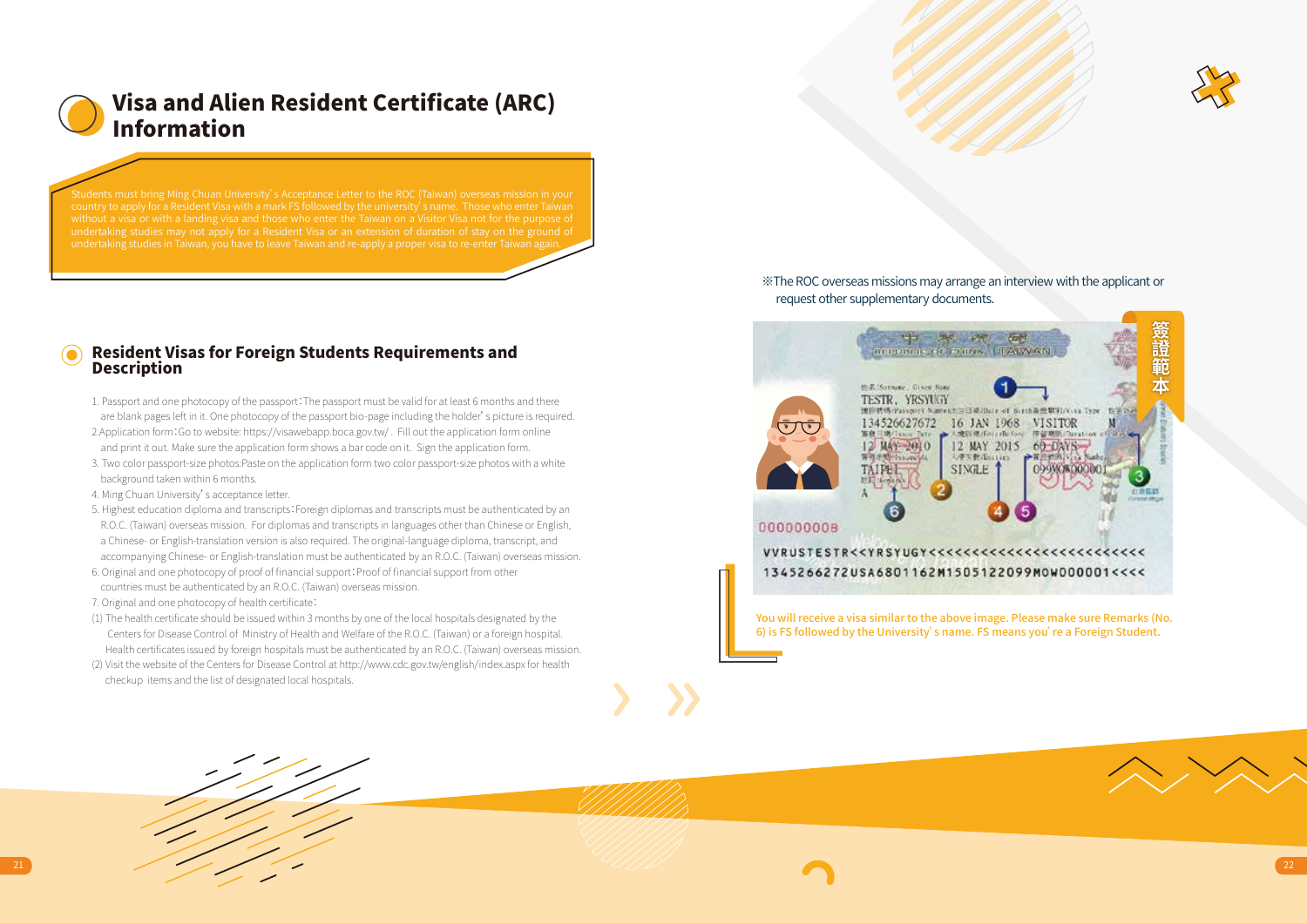# Visa and Alien Resident Certificate (ARC) Information

Students must bring Ming Chuan University's Acceptance Letter to the ROC (Taiwan) overseas mission in your country to apply for a Resident Visa with a mark FS followed by the university's name. Those who enter Taiwan without a visa or with a landing visa and those who enter the Taiwan on a Visitor Visa not for the purpose of undertaking studies may not apply for a Resident Visa or an extension of duration of stay on the ground of undertaking studies in Taiwan, you have to leave Taiwan and re-apply a proper visa to re-enter Taiwan again.

## Resident Visas for Foreign Students Requirements and Description

1. Passport and one photocopy of the passport：The passport must be valid for at least 6 months and there are blank pages left in it. One photocopy of the passport bio-page including the holder's picture is required.
2. Application form：Go to website: https://visawebapp.boca.gov.tw/ . Fill out the application form online and print it out. Make sure the application form shows a bar code on it. Sign the application form.
3. Two color passport-size photos:Paste on the application form two color passport-size photos with a white background taken within 6 months.
4. Ming Chuan University's acceptance letter.
5. Highest education diploma and transcripts：Foreign diplomas and transcripts must be authenticated by an R.O.C. (Taiwan) overseas mission. For diplomas and transcripts in languages other than Chinese or English, a Chinese- or English-translation version is also required. The original-language diploma, transcript, and accompanying Chinese- or English-translation must be authenticated by an R.O.C. (Taiwan) overseas mission.
6. Original and one photocopy of proof of financial support：Proof of financial support from other countries must be authenticated by an R.O.C. (Taiwan) overseas mission.
7. Original and one photocopy of health certificate：
   (1) The health certificate should be issued within 3 months by one of the local hospitals designated by the Centers for Disease Control of Ministry of Health and Welfare of the R.O.C. (Taiwan) or a foreign hospital. Health certificates issued by foreign hospitals must be authenticated by an R.O.C. (Taiwan) overseas mission.
   (2) Visit the website of the Centers for Disease Control at http://www.cdc.gov.tw/english/index.aspx for health checkup items and the list of designated local hospitals.

※The ROC overseas missions may arrange an interview with the applicant or request other supplementary documents.

簽證範本

You will receive a visa similar to the above image. Please make sure Remarks (No. 6) is FS followed by the University's name. FS means you're a Foreign Student.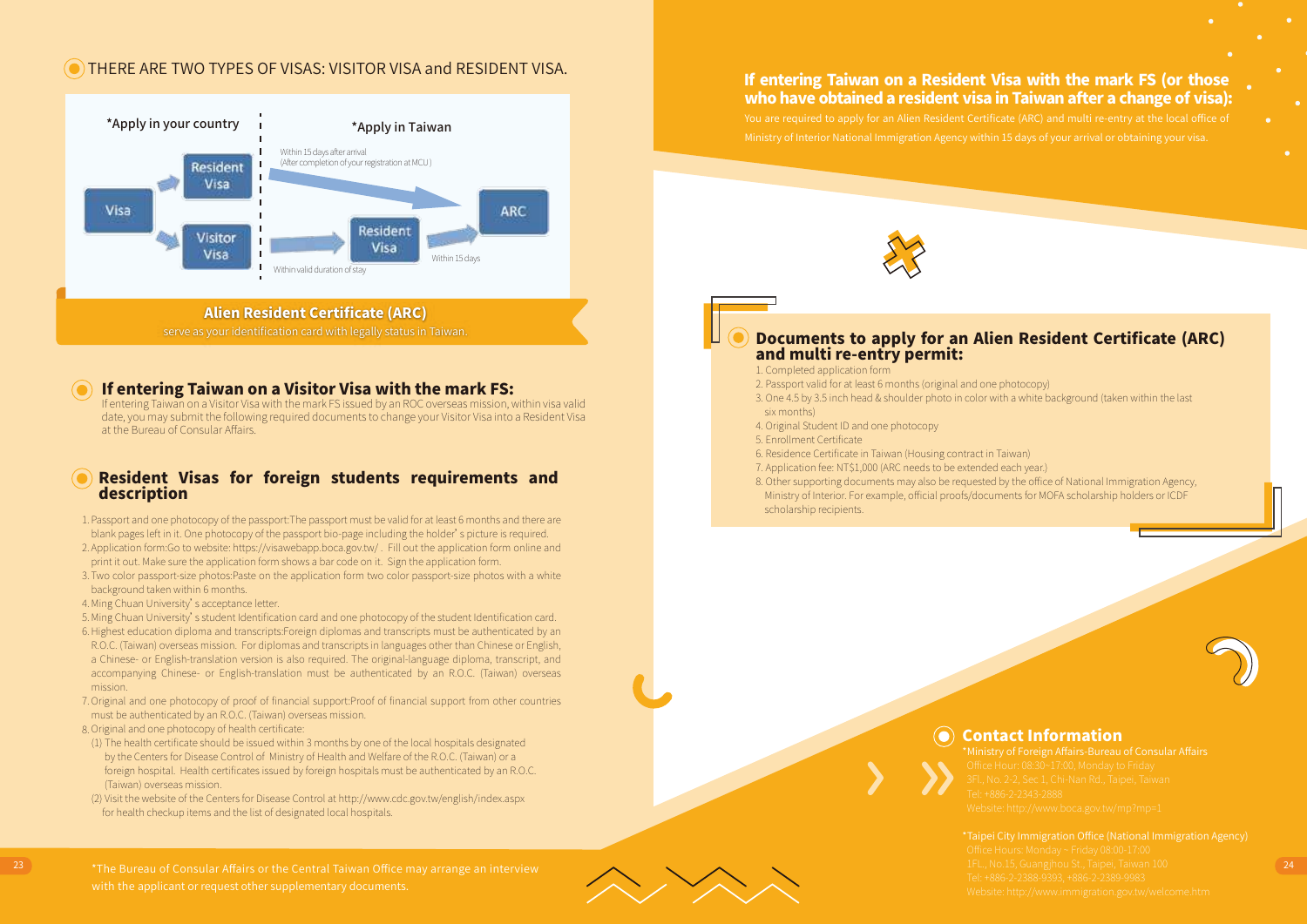## THERE ARE TWO TYPES OF VISAS: VISITOR VISA and RESIDENT VISA.

*Apply in your country

*Apply in Taiwan

Visa → Resident Visa → (Within 15 days after arrival (After completion of your registration at MCU)) → ARC

Visa → Visitor Visa → (Within valid duration of stay) → Resident Visa → (Within 15 days) → ARC

**Alien Resident Certificate (ARC)**

serve as your identification card with legally status in Taiwan.

## If entering Taiwan on a Visitor Visa with the mark FS:

If entering Taiwan on a Visitor Visa with the mark FS issued by an ROC overseas mission, within visa valid date, you may submit the following required documents to change your Visitor Visa into a Resident Visa at the Bureau of Consular Affairs.

## Resident Visas for foreign students requirements and description

1. Passport and one photocopy of the passport:The passport must be valid for at least 6 months and there are blank pages left in it. One photocopy of the passport bio-page including the holder's picture is required.
2. Application form:Go to website: https://visawebapp.boca.gov.tw/ . Fill out the application form online and print it out. Make sure the application form shows a bar code on it. Sign the application form.
3. Two color passport-size photos:Paste on the application form two color passport-size photos with a white background taken within 6 months.
4. Ming Chuan University's acceptance letter.
5. Ming Chuan University's student Identification card and one photocopy of the student Identification card.
6. Highest education diploma and transcripts:Foreign diplomas and transcripts must be authenticated by an R.O.C. (Taiwan) overseas mission. For diplomas and transcripts in languages other than Chinese or English, a Chinese- or English-translation version is also required. The original-language diploma, transcript, and accompanying Chinese- or English-translation must be authenticated by an R.O.C. (Taiwan) overseas mission.
7. Original and one photocopy of proof of financial support:Proof of financial support from other countries must be authenticated by an R.O.C. (Taiwan) overseas mission.
8. Original and one photocopy of health certificate:
   (1) The health certificate should be issued within 3 months by one of the local hospitals designated by the Centers for Disease Control of Ministry of Health and Welfare of the R.O.C. (Taiwan) or a foreign hospital. Health certificates issued by foreign hospitals must be authenticated by an R.O.C. (Taiwan) overseas mission.
   (2) Visit the website of the Centers for Disease Control at http://www.cdc.gov.tw/english/index.aspx for health checkup items and the list of designated local hospitals.

*The Bureau of Consular Affairs or the Central Taiwan Office may arrange an interview with the applicant or request other supplementary documents.

## If entering Taiwan on a Resident Visa with the mark FS (or those who have obtained a resident visa in Taiwan after a change of visa):

You are required to apply for an Alien Resident Certificate (ARC) and multi re-entry at the local office of Ministry of Interior National Immigration Agency within 15 days of your arrival or obtaining your visa.

## Documents to apply for an Alien Resident Certificate (ARC) and multi re-entry permit:

1. Completed application form
2. Passport valid for at least 6 months (original and one photocopy)
3. One 4.5 by 3.5 inch head & shoulder photo in color with a white background (taken within the last six months)
4. Original Student ID and one photocopy
5. Enrollment Certificate
6. Residence Certificate in Taiwan (Housing contract in Taiwan)
7. Application fee: NT$1,000 (ARC needs to be extended each year.)
8. Other supporting documents may also be requested by the office of National Immigration Agency, Ministry of Interior. For example, official proofs/documents for MOFA scholarship holders or ICDF scholarship recipients.

## Contact Information

*Ministry of Foreign Affairs-Bureau of Consular Affairs
Office Hour: 08:30~17:00, Monday to Friday
3Fl., No. 2-2, Sec 1, Chi-Nan Rd., Taipei, Taiwan
Tel: +886-2-2343-2888
Website: http://www.boca.gov.tw/mp?mp=1

*Taipei City Immigration Office (National Immigration Agency)
Office Hours: Monday ~ Friday 08:00-17:00
1FL., No.15, Guangjhou St., Taipei, Taiwan 100
Tel: +886-2-2388-9393, +886-2-2389-9983
Website: http://www.immigration.gov.tw/welcome.htm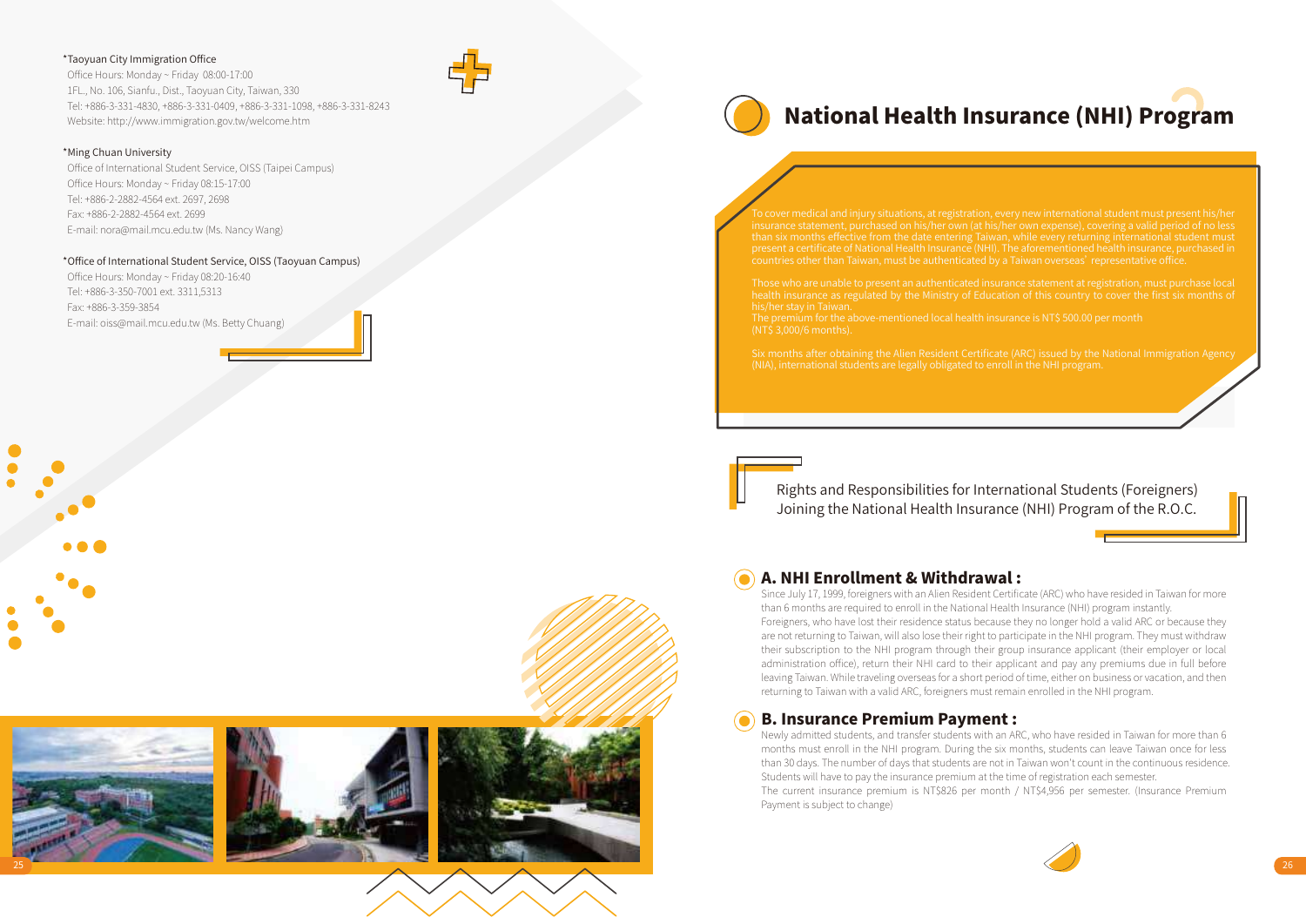*Taoyuan City Immigration Office

Office Hours: Monday ~ Friday 08:00-17:00
1FL., No. 106, Sianfu., Dist., Taoyuan City, Taiwan, 330
Tel: +886-3-331-4830, +886-3-331-0409, +886-3-331-1098, +886-3-331-8243
Website: http://www.immigration.gov.tw/welcome.htm

*Ming Chuan University

Office of International Student Service, OISS (Taipei Campus)
Office Hours: Monday ~ Friday 08:15-17:00
Tel: +886-2-2882-4564 ext. 2697, 2698
Fax: +886-2-2882-4564 ext. 2699
E-mail: nora@mail.mcu.edu.tw (Ms. Nancy Wang)

*Office of International Student Service, OISS (Taoyuan Campus)

Office Hours: Monday ~ Friday 08:20-16:40
Tel: +886-3-350-7001 ext. 3311,5313
Fax: +886-3-359-3854
E-mail: oiss@mail.mcu.edu.tw (Ms. Betty Chuang)

# National Health Insurance (NHI) Program

To cover medical and injury situations, at registration, every new international student must present his/her insurance statement, purchased on his/her own (at his/her own expense), covering a valid period of no less than six months effective from the date entering Taiwan, while every returning international student must present a certificate of National Health Insurance (NHI). The aforementioned health insurance, purchased in countries other than Taiwan, must be authenticated by a Taiwan overseas' representative office.

Those who are unable to present an authenticated insurance statement at registration, must purchase local health insurance as regulated by the Ministry of Education of this country to cover the first six months of his/her stay in Taiwan.
The premium for the above-mentioned local health insurance is NT$ 500.00 per month (NT$ 3,000/6 months).

Six months after obtaining the Alien Resident Certificate (ARC) issued by the National Immigration Agency (NIA), international students are legally obligated to enroll in the NHI program.

## Rights and Responsibilities for International Students (Foreigners) Joining the National Health Insurance (NHI) Program of the R.O.C.

### A. NHI Enrollment & Withdrawal :

Since July 17, 1999, foreigners with an Alien Resident Certificate (ARC) who have resided in Taiwan for more than 6 months are required to enroll in the National Health Insurance (NHI) program instantly.
Foreigners, who have lost their residence status because they no longer hold a valid ARC or because they are not returning to Taiwan, will also lose their right to participate in the NHI program. They must withdraw their subscription to the NHI program through their group insurance applicant (their employer or local administration office), return their NHI card to their applicant and pay any premiums due in full before leaving Taiwan. While traveling overseas for a short period of time, either on business or vacation, and then returning to Taiwan with a valid ARC, foreigners must remain enrolled in the NHI program.

### B. Insurance Premium Payment :

Newly admitted students, and transfer students with an ARC, who have resided in Taiwan for more than 6 months must enroll in the NHI program. During the six months, students can leave Taiwan once for less than 30 days. The number of days that students are not in Taiwan won't count in the continuous residence. Students will have to pay the insurance premium at the time of registration each semester.
The current insurance premium is NT$826 per month / NT$4,956 per semester. (Insurance Premium Payment is subject to change)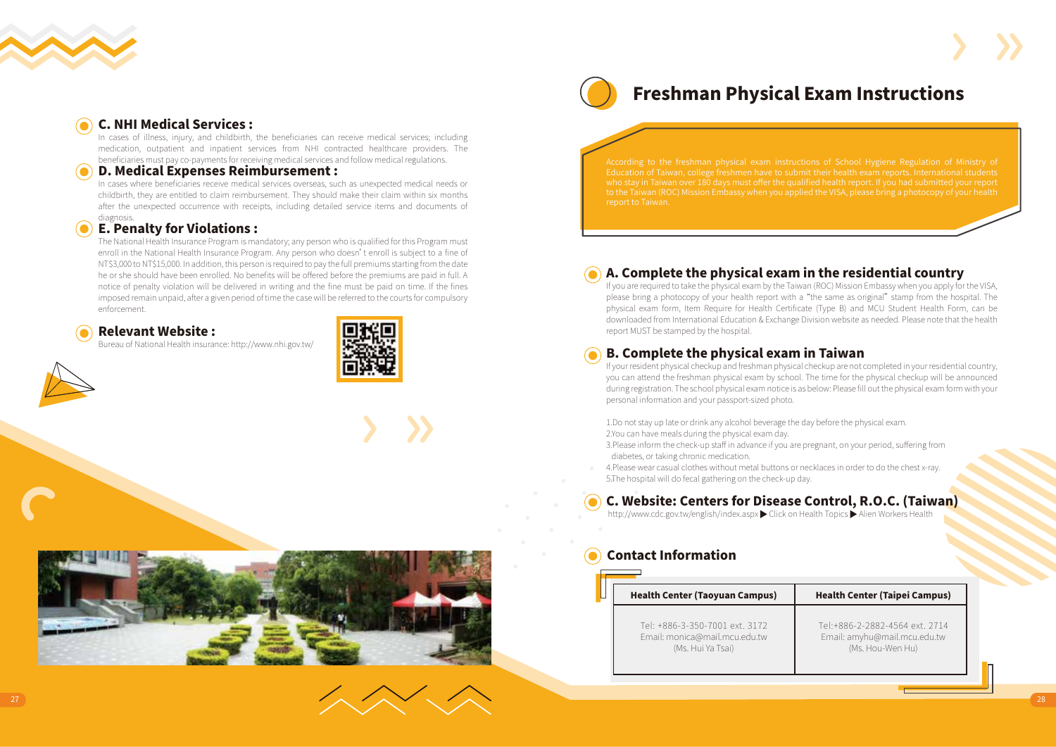### C. NHI Medical Services :

In cases of illness, injury, and childbirth, the beneficiaries can receive medical services; including medication, outpatient and inpatient services from NHI contracted healthcare providers. The beneficiaries must pay co-payments for receiving medical services and follow medical regulations.

### D. Medical Expenses Reimbursement :

In cases where beneficiaries receive medical services overseas, such as unexpected medical needs or childbirth, they are entitled to claim reimbursement. They should make their claim within six months after the unexpected occurrence with receipts, including detailed service items and documents of diagnosis.

### E. Penalty for Violations :

The National Health Insurance Program is mandatory; any person who is qualified for this Program must enroll in the National Health Insurance Program. Any person who doesn't enroll is subject to a fine of NT$3,000 to NT$15,000. In addition, this person is required to pay the full premiums starting from the date he or she should have been enrolled. No benefits will be offered before the premiums are paid in full. A notice of penalty violation will be delivered in writing and the fine must be paid on time. If the fines imposed remain unpaid, after a given period of time the case will be referred to the courts for compulsory enforcement.

### Relevant Website :

Bureau of National Health insurance: http://www.nhi.gov.tw/

# Freshman Physical Exam Instructions

According to the freshman physical exam instructions of School Hygiene Regulation of Ministry of Education of Taiwan, college freshmen have to submit their health exam reports. International students who stay in Taiwan over 180 days must offer the qualified health report. If you had submitted your report to the Taiwan (ROC) Mission Embassy when you applied the VISA, please bring a photocopy of your health report to Taiwan.

### A. Complete the physical exam in the residential country

If you are required to take the physical exam by the Taiwan (ROC) Mission Embassy when you apply for the VISA, please bring a photocopy of your health report with a "the same as original" stamp from the hospital. The physical exam form, Item Require for Health Certificate (Type B) and MCU Student Health Form, can be downloaded from International Education & Exchange Division website as needed. Please note that the health report MUST be stamped by the hospital.

### B. Complete the physical exam in Taiwan

If your resident physical checkup and freshman physical checkup are not completed in your residential country, you can attend the freshman physical exam by school. The time for the physical checkup will be announced during registration. The school physical exam notice is as below: Please fill out the physical exam form with your personal information and your passport-sized photo.

1.Do not stay up late or drink any alcohol beverage the day before the physical exam.
2.You can have meals during the physical exam day.
3.Please inform the check-up staff in advance if you are pregnant, on your period, suffering from diabetes, or taking chronic medication.
4.Please wear casual clothes without metal buttons or necklaces in order to do the chest x-ray.
5.The hospital will do fecal gathering on the check-up day.

### C. Website: Centers for Disease Control, R.O.C. (Taiwan)

http://www.cdc.gov.tw/english/index.aspx ▶ Click on Health Topics ▶ Alien Workers Health

### Contact Information

| Health Center (Taoyuan Campus) | Health Center (Taipei Campus) |
|---|---|
| Tel: +886-3-350-7001 ext. 3172<br>Email: monica@mail.mcu.edu.tw<br>(Ms. Hui Ya Tsai) | Tel:+886-2-2882-4564 ext. 2714<br>Email: amyhu@mail.mcu.edu.tw<br>(Ms. Hou-Wen Hu) |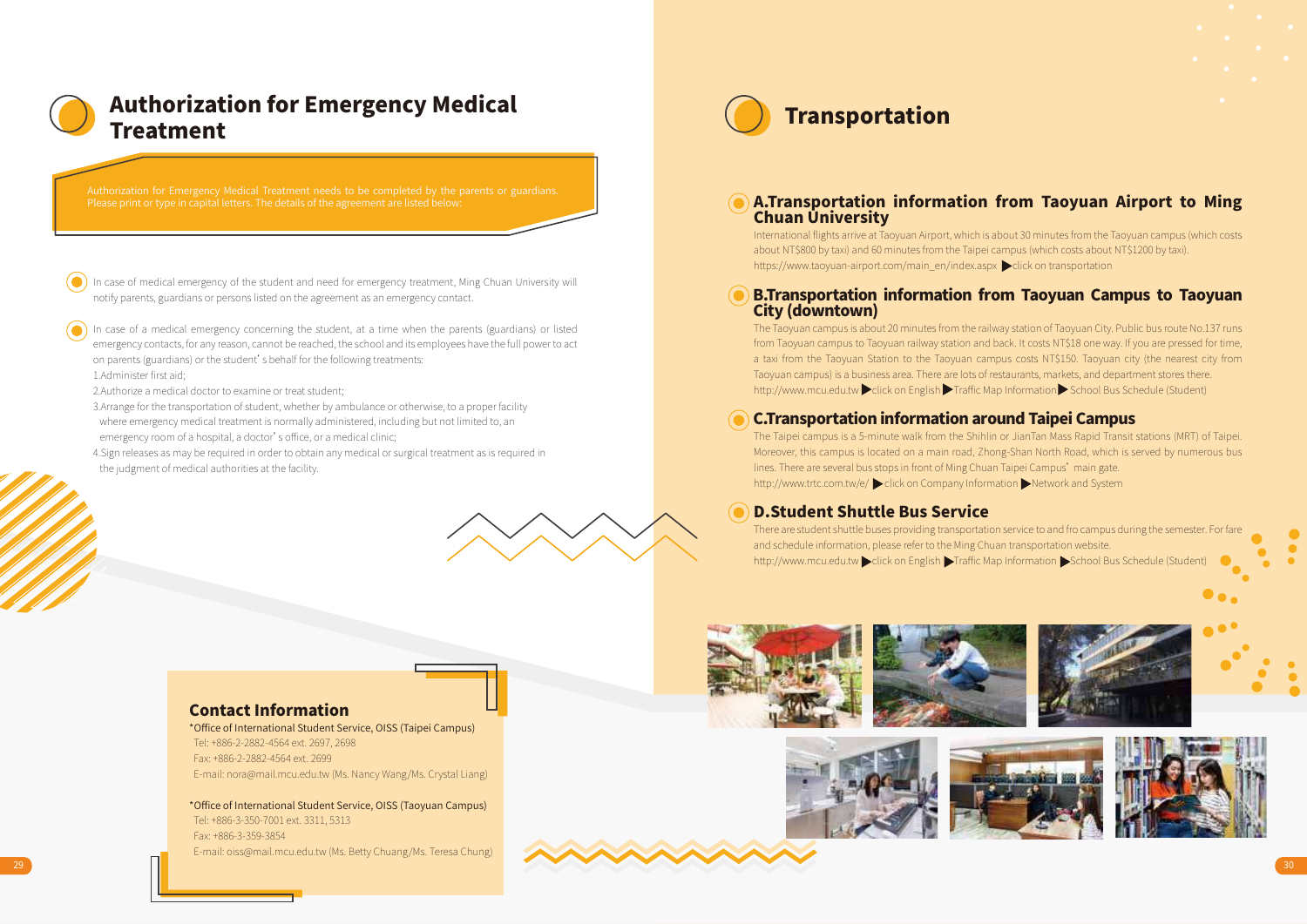# Authorization for Emergency Medical Treatment

Authorization for Emergency Medical Treatment needs to be completed by the parents or guardians. Please print or type in capital letters. The details of the agreement are listed below:

- In case of medical emergency of the student and need for emergency treatment, Ming Chuan University will notify parents, guardians or persons listed on the agreement as an emergency contact.

- In case of a medical emergency concerning the student, at a time when the parents (guardians) or listed emergency contacts, for any reason, cannot be reached, the school and its employees have the full power to act on parents (guardians) or the student's behalf for the following treatments:

  1.Administer first aid;

  2.Authorize a medical doctor to examine or treat student;

  3.Arrange for the transportation of student, whether by ambulance or otherwise, to a proper facility where emergency medical treatment is normally administered, including but not limited to, an emergency room of a hospital, a doctor's office, or a medical clinic;

  4.Sign releases as may be required in order to obtain any medical or surgical treatment as is required in the judgment of medical authorities at the facility.

## Contact Information

*Office of International Student Service, OISS (Taipei Campus)
Tel: +886-2-2882-4564 ext. 2697, 2698
Fax: +886-2-2882-4564 ext. 2699
E-mail: nora@mail.mcu.edu.tw (Ms. Nancy Wang/Ms. Crystal Liang)

*Office of International Student Service, OISS (Taoyuan Campus)
Tel: +886-3-350-7001 ext. 3311, 5313
Fax: +886-3-359-3854
E-mail: oiss@mail.mcu.edu.tw (Ms. Betty Chuang/Ms. Teresa Chung)

# Transportation

## A.Transportation information from Taoyuan Airport to Ming Chuan University

International flights arrive at Taoyuan Airport, which is about 30 minutes from the Taoyuan campus (which costs about NT$800 by taxi) and 60 minutes from the Taipei campus (which costs about NT$1200 by taxi).
https://www.taoyuan-airport.com/main_en/index.aspx ▶click on transportation

## B.Transportation information from Taoyuan Campus to Taoyuan City (downtown)

The Taoyuan campus is about 20 minutes from the railway station of Taoyuan City. Public bus route No.137 runs from Taoyuan campus to Taoyuan railway station and back. It costs NT$18 one way. If you are pressed for time, a taxi from the Taoyuan Station to the Taoyuan campus costs NT$150. Taoyuan city (the nearest city from Taoyuan campus) is a business area. There are lots of restaurants, markets, and department stores there.
http://www.mcu.edu.tw ▶click on English ▶Traffic Map Information ▶School Bus Schedule (Student)

## C.Transportation information around Taipei Campus

The Taipei campus is a 5-minute walk from the Shihlin or JianTan Mass Rapid Transit stations (MRT) of Taipei. Moreover, this campus is located on a main road, Zhong-Shan North Road, which is served by numerous bus lines. There are several bus stops in front of Ming Chuan Taipei Campus' main gate.
http://www.trtc.com.tw/e/ ▶click on Company Information ▶Network and System

## D.Student Shuttle Bus Service

There are student shuttle buses providing transportation service to and fro campus during the semester. For fare and schedule information, please refer to the Ming Chuan transportation website.
http://www.mcu.edu.tw ▶click on English ▶Traffic Map Information ▶School Bus Schedule (Student)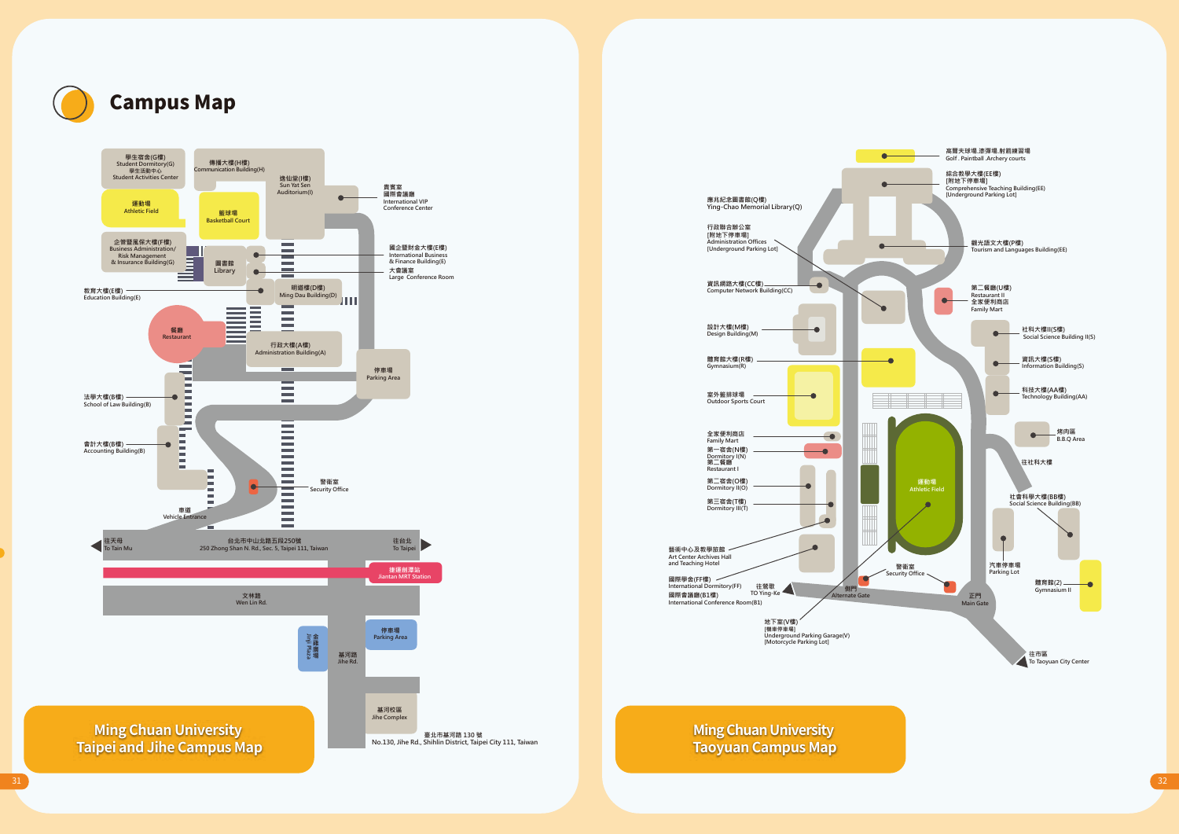# Campus Map

學生宿舍(G樓)
Student Dormitory(G)
學生活動中心
Student Activities Center

傳播大樓(H樓)
Communication Building(H)

逸仙樓(I樓)
Sun Yat Sen Auditorium(I)

貴賓室
國際會議廳
International VIP Conference Center

運動場
Athletic Field

籃球場
Basketball Court

企管暨風保大樓(F樓)
Business Administration/ Risk Management & Insurance Building(G)

圖書館
Library

國企暨財金大樓(E樓)
International Business & Finance Building(E)

大會議室
Large Conference Room

教育大樓(E樓)
Education Building(E)

明道樓(D樓)
Ming Dau Building(D)

餐廳
Restaurant

行政大樓(A樓)
Administration Building(A)

停車場
Parking Area

法學大樓(B樓)
School of Law Building(B)

會計大樓(B樓)
Accounting Building(B)

警衛室
Security Office

車道
Vehicle Entrance

往天母
To Tain Mu

台北市中山北路五段250號
250 Zhong Shan N. Rd., Sec. 5, Taipei 111, Taiwan

往台北
To Taipei

捷運劍潭站
Jiantan MRT Station

文林路
Wen Lin Rd.

金龍廣場
Jing Plaza

基河路
Jihe Rd.

停車場
Parking Area

基河校區
Jihe Complex

臺北市基河路 130 號
No.130, Jihe Rd., Shihlin District, Taipei City 111, Taiwan

**Ming Chuan University Taipei and Jihe Campus Map**

高爾夫球場.漆彈場.射箭練習場
Golf . Paintball .Archery courts

綜合教學大樓(EE樓)
[附地下停車場]
Comprehensive Teaching Building(EE)
[Underground Parking Lot]

應兆紀念圖書館(Q樓)
Ying-Chao Memorial Library(Q)

行政聯合辦公室
[附地下停車場]
Administration Offices
[Underground Parking Lot]

觀光語文大樓(P樓)
Tourism and Languages Building(EE)

資訊網路大樓(CC樓)
Computer Network Building(CC)

第二餐廳(U樓)
Restaurant II
全家便利商店
Family Mart

設計大樓(M樓)
Design Building(M)

社科大樓II(S樓)
Social Science Building II(S)

體育館大樓(R樓)
Gymnasium(R)

資訊大樓(S樓)
Information Building(S)

室外籃排球場
Outdoor Sports Court

科技大樓(AA樓)
Technology Building(AA)

全家便利商店
Family Mart

烤肉區
B.B.Q Area

第一宿舍(N樓)
Dormitory I(N)
第二餐廳
Restaurant I

往社科大樓

第二宿舍(O樓)
Dormitory II(O)

運動場
Athletic Field

社會科學大樓(BB樓)
Social Science Building(BB)

第三宿舍(T樓)
Dormitory III(T)

藝術中心及教學旅館
Art Center Archives Hall and Teaching Hotel

汽車停車場
Parking Lot

國際學舍(FF樓)
International Dormitory(FF)
國際會議廳(B1樓)
International Conference Room(B1)

往營歌
TO Ying-Ke

警衛室
Security Office

側門
Alternate Gate

正門
Main Gate

體育館(2)
Gymnasium II

地下室(V樓)
[機車停車場]
Underground Parking Garage(V)
[Motorcycle Parking Lot]

往市區
To Taoyuan City Center

**Ming Chuan University Taoyuan Campus Map**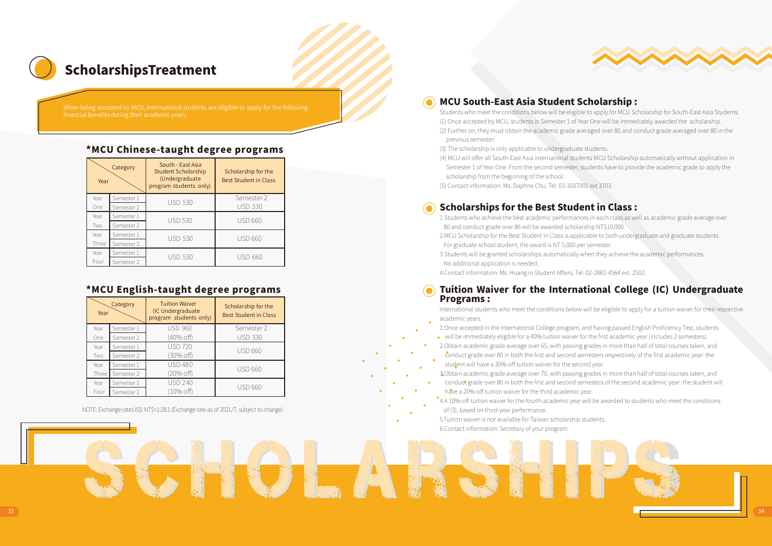# ScholarshipsTreatment

When being accepted by MCU, international students are eligible to apply for the following financial benefits during their academic years.

## *MCU Chinese-taught degree programs

| Year | | South - East Asia Student Scholarship (Undergraduate program students only) | Scholarship for the Best Student in Class |
|---|---|---|---|
| Year One | Semester 1 | USD 530 | Semester 2 USD 330 |
| | Semester 2 | | |
| Year Two | Semester 1 | USD 530 | USD 660 |
| | Semester 2 | | |
| Year Three | Semester 1 | USD 530 | USD 660 |
| | Semester 2 | | |
| Year Four | Semester 1 | USD 530 | USD 660 |
| | Semester 2 | | |

## *MCU English-taught degree programs

| Year | | Tuition Waiver (IC Undergraduate program students only) | Scholarship for the Best Student in Class |
|---|---|---|---|
| Year One | Semester 1 | USD 960 | Semester 2 |
| | Semester 2 | (40% off) | USD 330 |
| Year Two | Semester 1 | USD 720 | USD 660 |
| | Semester 2 | (30% off) | |
| Year Three | Semester 1 | USD 480 | USD 660 |
| | Semester 2 | (20% off) | |
| Year Four | Semester 1 | USD 240 | USD 660 |
| | Semester 2 | (10% off) | |

NOTE: Exchange rate:US$: NT$=1:28.1 (Exchange rate as of 2021/7, subject to change)

## MCU South-East Asia Student Scholarship :

Students who meet the conditions below will be eligible to apply for MCU Scholarship for South-East Asia Students.

(1) Once accepted by MCU, students in Semester 1 of Year One will be immediately awarded the scholarship.

(2) Further on, they must obtain the academic grade averaged over 80 and conduct grade averaged over 80 in the previous semester.

(3) The scholarship is only applicable to undergraduate students.

(4) MCU will offer all South-East Asia international students MCU Scholarship automatically without application in Semester 1 of Year One. From the second semester, students have to provide the academic grade to apply the scholarship from the beginning of the school.

(5) Contact information: Ms. Daphne Chu, Tel: 03-3507001 ext 3703.

## Scholarships for the Best Student in Class :

1.Students who achieve the best academic performances in each class as well as academic grade average over 80 and conduct grade over 86 will be awarded scholarship NT$10,000.

2.MCU Scholarship for the Best Student in Class is applicable to both undergraduate and graduate students. For graduate school student, the award is NT 5,000 per semester.

3.Students will be granted scholarships automatically when they achieve the academic performances. No additional application is needed.

4.Contact information: Ms. Huang in Student Affairs, Tel: 02-2882-4564 ext. 2502.

## Tuition Waiver for the International College (IC) Undergraduate Programs :

International students who meet the conditions below will be eligible to apply for a tuition waiver for their respective academic years.

1.Once accepted in the International College program, and having passed English Proficiency Test, students will be immediately eligible for a 40% tuition waiver for the first academic year (includes 2 semesters).

2.Obtain academic grade average over 65, with passing grades in more than half of total courses taken, and conduct grade over 80 in both the first and second semesters respectively of the first academic year: the student will have a 30%-off tuition waiver for the second year.

3.Obtain academic grade average over 70, with passing grades in more than half of total courses taken, and conduct grade over 80 in both the first and second semesters of the second academic year: the student will have a 20%-off tuition waiver for the third academic year.

4.A 10%-off tuition waiver for the fourth academic year will be awarded to students who meet the conditions of (3), based on third-year performance.

5.Tuition waiver is not available for Taiwan scholarship students.

6.Contact information: Secretary of your program.

SCHOLARSHIPS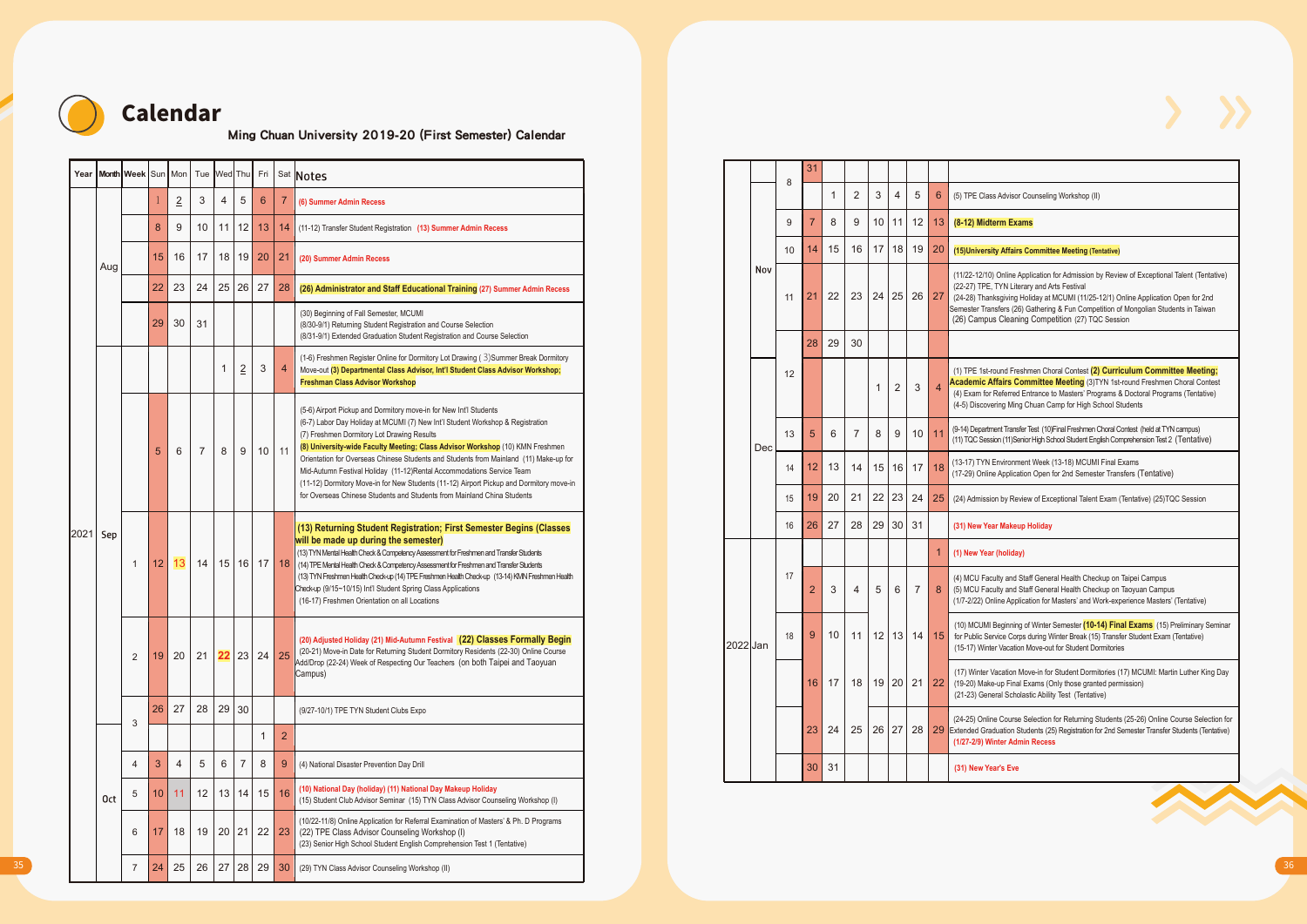# Calendar

Ming Chuan University 2019-20 (First Semester) Calendar

| Year | Month | Week | Sun | Mon | Tue | Wed | Thu | Fri | Sat | Notes |
|---|---|---|---|---|---|---|---|---|---|---|
| 2021 | Aug | | 1 | 2 | 3 | 4 | 5 | 6 | 7 | (6) Summer Admin Recess |
| | | | 8 | 9 | 10 | 11 | 12 | 13 | 14 | (11-12) Transfer Student Registration (13) Summer Admin Recess |
| | | | 15 | 16 | 17 | 18 | 19 | 20 | 21 | (20) Summer Admin Recess |
| | | | 22 | 23 | 24 | 25 | 26 | 27 | 28 | **(26) Administrator and Staff Educational Training** (27) Summer Admin Recess |
| | | | 29 | 30 | 31 | | | | | (30) Beginning of Fall Semester, MCUMI (8/30-9/1) Returning Student Registration and Course Selection (8/31-9/1) Extended Graduation Student Registration and Course Selection |
| | Sep | | | | | 1 | 2 | 3 | 4 | (1-6) Freshmen Register Online for Dormitory Lot Drawing (3)Summer Break Dormitory Move-out **(3) Departmental Class Advisor, Int'l Student Class Advisor Workshop; Freshman Class Advisor Workshop** |
| | | | 5 | 6 | 7 | 8 | 9 | 10 | 11 | (5-6) Airport Pickup and Dormitory move-in for New Int'l Students (6-7) Labor Day Holiday at MCUMI (7) New Int'l Student Workshop & Registration (7) Freshmen Dormitory Lot Drawing Results **(8) University-wide Faculty Meeting; Class Advisor Workshop** (10) KMN Freshmen Orientation for Overseas Chinese Students and Students from Mainland (11) Make-up for Mid-Autumn Festival Holiday (11-12)Rental Accommodations Service Team (11-12) Dormitory Move-in for New Students (11-12) Airport Pickup and Dormitory move-in for Overseas Chinese Students and Students from Mainland China Students |
| | | 1 | 12 | 13 | 14 | 15 | 16 | 17 | 18 | **(13) Returning Student Registration; First Semester Begins (Classes will be made up during the semester)** (13) TYN Mental Health Check & Competency Assessment for Freshmen and Transfer Students (14) TPE Mental Health Check & Competency Assessment for Freshmen and Transfer Students (13) TYN Freshmen Health Check-up (14) TPE Freshmen Health Check-up (13-14) KMN Freshmen Health Check-up (9/15~10/15) Int'l Student Spring Class Applications (16-17) Freshmen Orientation on all Locations |
| | | 2 | 19 | 20 | 21 | 22 | 23 | 24 | 25 | (20) Adjusted Holiday (21) Mid-Autumn Festival **(22) Classes Formally Begin** (20-21) Move-in Date for Returning Student Dormitory Residents (22-30) Online Course Add/Drop (22-24) Week of Respecting Our Teachers (on both Taipei and Taoyuan Campus) |
| | | 3 | 26 | 27 | 28 | 29 | 30 | | | (9/27-10/1) TPE TYN Student Clubs Expo |
| | Oct | | | | | | | 1 | 2 | |
| | | 4 | 3 | 4 | 5 | 6 | 7 | 8 | 9 | (4) National Disaster Prevention Day Drill |
| | | 5 | 10 | 11 | 12 | 13 | 14 | 15 | 16 | (10) National Day (holiday) (11) National Day Makeup Holiday (15) Student Club Advisor Seminar (15) TYN Class Advisor Counseling Workshop (I) |
| | | 6 | 17 | 18 | 19 | 20 | 21 | 22 | 23 | (10/22-11/8) Online Application for Referral Examination of Masters' & Ph. D Programs (22) TPE Class Advisor Counseling Workshop (I) (23) Senior High School Student English Comprehension Test 1 (Tentative) |
| | | 7 | 24 | 25 | 26 | 27 | 28 | 29 | 30 | (29) TYN Class Advisor Counseling Workshop (II) |
| | | 8 | 31 | | | | | | | |
| | Nov | | | 1 | 2 | 3 | 4 | 5 | 6 | (5) TPE Class Advisor Counseling Workshop (II) |
| | | 9 | 7 | 8 | 9 | 10 | 11 | 12 | 13 | **(8-12) Midterm Exams** |
| | | 10 | 14 | 15 | 16 | 17 | 18 | 19 | 20 | **(15)University Affairs Committee Meeting (Tentative)** |
| | | 11 | 21 | 22 | 23 | 24 | 25 | 26 | 27 | (11/22-12/10) Online Application for Admission by Review of Exceptional Talent (Tentative) (22-27) TPE, TYN Literary and Arts Festival (24-28) Thanksgiving Holiday at MCUMI (11/25-12/1) Online Application Open for 2nd Semester Transfers (26) Gathering & Fun Competition of Mongolian Students in Taiwan (26) Campus Cleaning Competition (27) TQC Session |
| | | | 28 | 29 | 30 | | | | | |
| | Dec | 12 | | | | 1 | 2 | 3 | 4 | (1) TPE 1st-round Freshmen Choral Contest **(2) Curriculum Committee Meeting; Academic Affairs Committee Meeting** (3)TYN 1st-round Freshmen Choral Contest (4) Exam for Referred Entrance to Masters' Programs & Doctoral Programs (Tentative) (4-5) Discovering Ming Chuan Camp for High School Students |
| | | 13 | 5 | 6 | 7 | 8 | 9 | 10 | 11 | (9-14) Department Transfer Test (10)Final Freshmen Choral Contest (held at TYN campus) (11) TQC Session (11)Senior High School Student English Comprehension Test 2 (Tentative) |
| | | 14 | 12 | 13 | 14 | 15 | 16 | 17 | 18 | (13-17) TYN Environment Week (13-18) MCUMI Final Exams (17-29) Online Application Open for 2nd Semester Transfers (Tentative) |
| | | 15 | 19 | 20 | 21 | 22 | 23 | 24 | 25 | (24) Admission by Review of Exceptional Talent Exam (Tentative) (25)TQC Session |
| | | 16 | 26 | 27 | 28 | 29 | 30 | 31 | | (31) New Year Makeup Holiday |
| 2022 | Jan | | | | | | | | 1 | (1) New Year (holiday) |
| | | 17 | 2 | 3 | 4 | 5 | 6 | 7 | 8 | (4) MCU Faculty and Staff General Health Checkup on Taipei Campus (5) MCU Faculty and Staff General Health Checkup on Taoyuan Campus (1/7-2/22) Online Application for Masters' and Work-experience Masters' (Tentative) |
| | | 18 | 9 | 10 | 11 | 12 | 13 | 14 | 15 | (10) MCUMI Beginning of Winter Semester **(10-14) Final Exams** (15) Preliminary Seminar for Public Service Corps during Winter Break (15) Transfer Student Exam (Tentative) (15-17) Winter Vacation Move-out for Student Dormitories |
| | | | 16 | 17 | 18 | 19 | 20 | 21 | 22 | (17) Winter Vacation Move-in for Student Dormitories (17) MCUMI: Martin Luther King Day (19-20) Make-up Final Exams (Only those granted permission) (21-23) General Scholastic Ability Test (Tentative) |
| | | | 23 | 24 | 25 | 26 | 27 | 28 | 29 | (24-25) Online Course Selection for Returning Students (25-26) Online Course Selection for Extended Graduation Students (25) Registration for 2nd Semester Transfer Students (Tentative) (1/27-2/9) Winter Admin Recess |
| | | | 30 | 31 | | | | | | (31) New Year's Eve |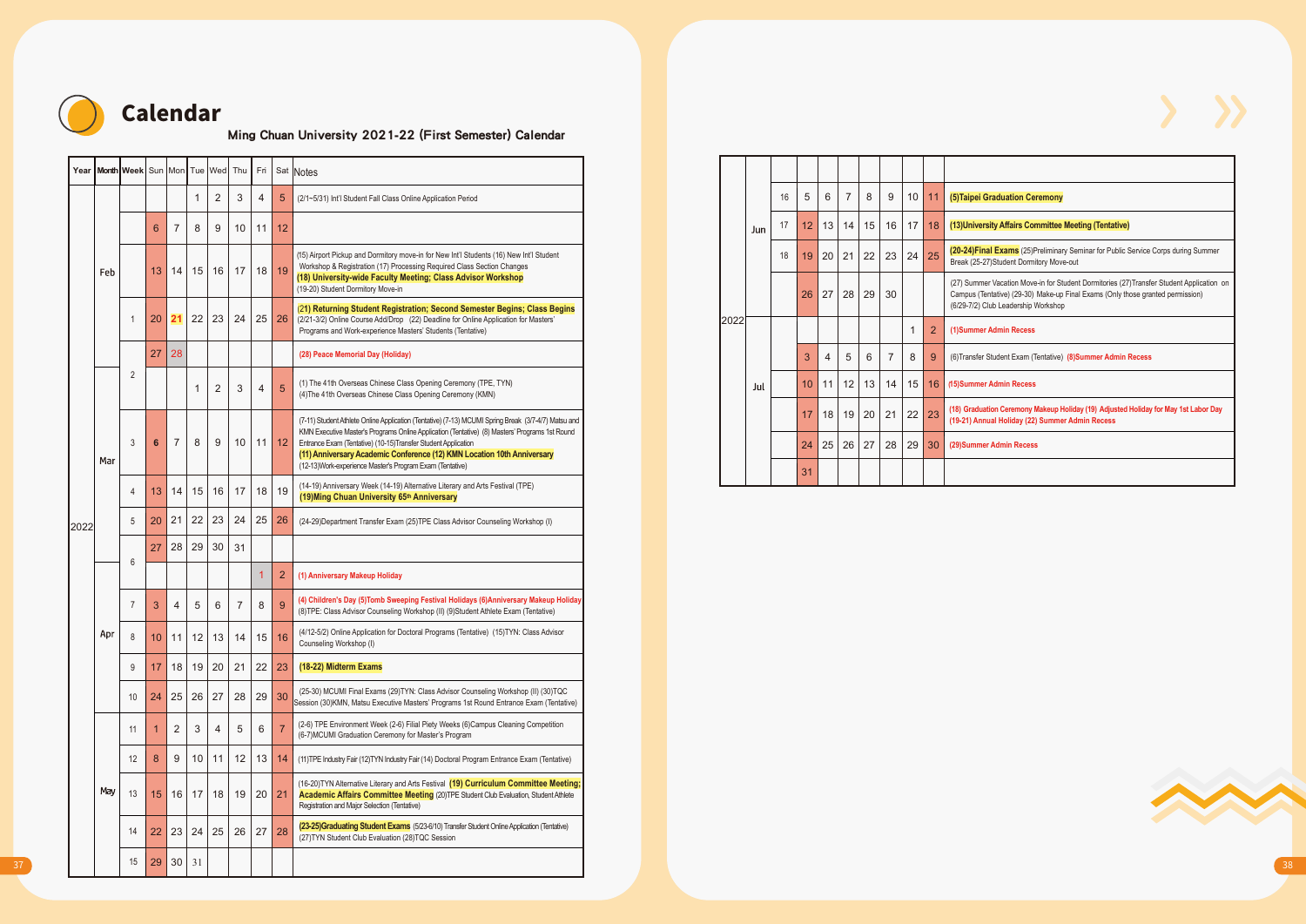# Calendar

## Ming Chuan University 2021-22 (First Semester) Calendar

| Year | Month | Week | Sun | Mon | Tue | Wed | Thu | Fri | Sat | Notes |
|---|---|---|---|---|---|---|---|---|---|---|
| 2022 | Feb | | | | 1 | 2 | 3 | 4 | 5 | (2/1~5/31) Int'l Student Fall Class Online Application Period |
| | | | 6 | 7 | 8 | 9 | 10 | 11 | 12 | |
| | | | 13 | 14 | 15 | 16 | 17 | 18 | 19 | (15) Airport Pickup and Dormitory move-in for New Int'l Students (16) New Int'l Student Workshop & Registration (17) Processing Required Class Section Changes **(18) University-wide Faculty Meeting; Class Advisor Workshop** (19-20) Student Dormitory Move-in |
| | | 1 | 20 | 21 | 22 | 23 | 24 | 25 | 26 | **(21) Returning Student Registration; Second Semester Begins; Class Begins** (2/21-3/2) Online Course Add/Drop (22) Deadline for Online Application for Masters' Programs and Work-experience Masters' Students (Tentative) |
| | | 2 | 27 | 28 | | | | | | **(28) Peace Memorial Day (Holiday)** |
| | Mar | | | | 1 | 2 | 3 | 4 | 5 | (1) The 41th Overseas Chinese Class Opening Ceremony (TPE, TYN) (4)The 41th Overseas Chinese Class Opening Ceremony (KMN) |
| | | 3 | 6 | 7 | 8 | 9 | 10 | 11 | 12 | (7-11) Student Athlete Online Application (Tentative) (7-13) MCUMI Spring Break (3/7-4/7) Matsu and KMN Executive Master's Programs Online Application (Tentative) (8) Masters' Programs 1st Round Entrance Exam (Tentative) (10-15)Transfer Student Application **(11) Anniversary Academic Conference (12) KMN Location 10th Anniversary** (12-13)Work-experience Master's Program Exam (Tentative) |
| | | 4 | 13 | 14 | 15 | 16 | 17 | 18 | 19 | (14-19) Anniversary Week (14-19) Alternative Literary and Arts Festival (TPE) **(19)Ming Chuan University 65th Anniversary** |
| | | 5 | 20 | 21 | 22 | 23 | 24 | 25 | 26 | (24-29)Department Transfer Exam (25)TPE Class Advisor Counseling Workshop (I) |
| | | 6 | 27 | 28 | 29 | 30 | 31 | | | |
| | Apr | | | | | | | 1 | 2 | **(1) Anniversary Makeup Holiday** |
| | | 7 | 3 | 4 | 5 | 6 | 7 | 8 | 9 | **(4) Children's Day (5)Tomb Sweeping Festival Holidays (6)Anniversary Makeup Holiday** (8)TPE: Class Advisor Counseling Workshop (II) (9)Student Athlete Exam (Tentative) |
| | | 8 | 10 | 11 | 12 | 13 | 14 | 15 | 16 | (4/12-5/2) Online Application for Doctoral Programs (Tentative) (15)TYN: Class Advisor Counseling Workshop (I) |
| | | 9 | 17 | 18 | 19 | 20 | 21 | 22 | 23 | **(18-22) Midterm Exams** |
| | | 10 | 24 | 25 | 26 | 27 | 28 | 29 | 30 | (25-30) MCUMI Final Exams (29)TYN: Class Advisor Counseling Workshop (II) (30)TQC Session (30)KMN, Matsu Executive Masters' Programs 1st Round Entrance Exam (Tentative) |
| | May | 11 | 1 | 2 | 3 | 4 | 5 | 6 | 7 | (2-6) TPE Environment Week (2-6) Filial Piety Weeks (6)Campus Cleaning Competition (6-7)MCUMI Graduation Ceremony for Master's Program |
| | | 12 | 8 | 9 | 10 | 11 | 12 | 13 | 14 | (11)TPE Industry Fair (12)TYN Industry Fair (14) Doctoral Program Entrance Exam (Tentative) |
| | | 13 | 15 | 16 | 17 | 18 | 19 | 20 | 21 | (16-20)TYN Alternative Literary and Arts Festival **(19) Curriculum Committee Meeting; Academic Affairs Committee Meeting** (20)TPE Student Club Evaluation, Student Athlete Registration and Major Selection (Tentative) |
| | | 14 | 22 | 23 | 24 | 25 | 26 | 27 | 28 | **(23-25)Graduating Student Exams** (5/23-6/10) Transfer Student Online Application (Tentative) (27)TYN Student Club Evaluation (28)TQC Session |
| | | 15 | 29 | 30 | 31 | | | | | |
| | Jun | | | | | 1 | 2 | 3 | 4 | |
| | | 16 | 5 | 6 | 7 | 8 | 9 | 10 | 11 | **(5)Taipei Graduation Ceremony** |
| | | 17 | 12 | 13 | 14 | 15 | 16 | 17 | 18 | **(13)University Affairs Committee Meeting (Tentative)** |
| | | 18 | 19 | 20 | 21 | 22 | 23 | 24 | 25 | **(20-24)Final Exams** (25)Preliminary Seminar for Public Service Corps during Summer Break (25-27)Student Dormitory Move-out |
| | | | 26 | 27 | 28 | 29 | 30 | | | (27) Summer Vacation Move-in for Student Dormitories (27)Transfer Student Application on Campus (Tentative) (29-30) Make-up Final Exams (Only those granted permission) (6/29-7/2) Club Leadership Workshop |
| | Jul | | | | | | | 1 | 2 | **(1)Summer Admin Recess** |
| | | | 3 | 4 | 5 | 6 | 7 | 8 | 9 | (6)Transfer Student Exam (Tentative) **(8)Summer Admin Recess** |
| | | | 10 | 11 | 12 | 13 | 14 | 15 | 16 | **(15)Summer Admin Recess** |
| | | | 17 | 18 | 19 | 20 | 21 | 22 | 23 | **(18) Graduation Ceremony Makeup Holiday (19) Adjusted Holiday for May 1st Labor Day (19-21) Annual Holiday (22) Summer Admin Recess** |
| | | | 24 | 25 | 26 | 27 | 28 | 29 | 30 | **(29)Summer Admin Recess** |
| | | | 31 | | | | | | | |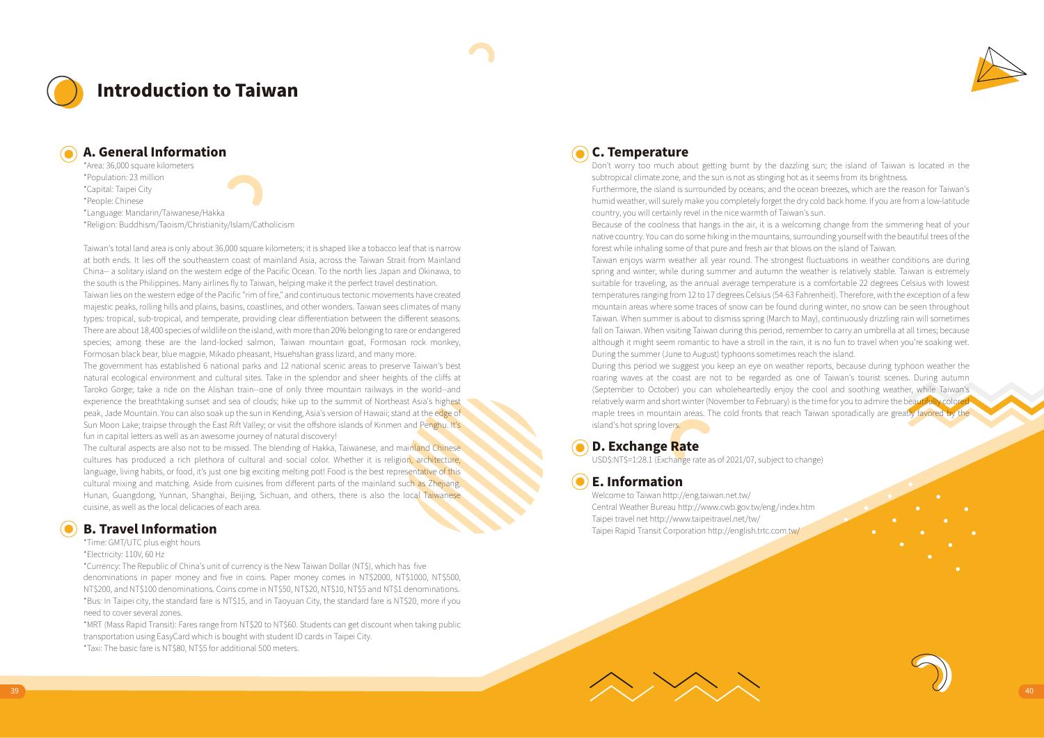# Introduction to Taiwan

## A. General Information

*Area: 36,000 square kilometers
*Population: 23 million
*Capital: Taipei City
*People: Chinese
*Language: Mandarin/Taiwanese/Hakka
*Religion: Buddhism/Taoism/Christianity/Islam/Catholicism

Taiwan's total land area is only about 36,000 square kilometers; it is shaped like a tobacco leaf that is narrow at both ends. It lies off the southeastern coast of mainland Asia, across the Taiwan Strait from Mainland China-- a solitary island on the western edge of the Pacific Ocean. To the north lies Japan and Okinawa, to the south is the Philippines. Many airlines fly to Taiwan, helping make it the perfect travel destination.

Taiwan lies on the western edge of the Pacific "rim of fire," and continuous tectonic movements have created majestic peaks, rolling hills and plains, basins, coastlines, and other wonders. Taiwan sees climates of many types: tropical, sub-tropical, and temperate, providing clear differentiation between the different seasons. There are about 18,400 species of wildlife on the island, with more than 20% belonging to rare or endangered species; among these are the land-locked salmon, Taiwan mountain goat, Formosan rock monkey, Formosan black bear, blue magpie, Mikado pheasant, Hsuehshan grass lizard, and many more.

The government has established 6 national parks and 12 national scenic areas to preserve Taiwan's best natural ecological environment and cultural sites. Take in the splendor and sheer heights of the cliffs at Taroko Gorge; take a ride on the Alishan train--one of only three mountain railways in the world--and experience the breathtaking sunset and sea of clouds; hike up to the summit of Northeast Asia's highest peak, Jade Mountain. You can also soak up the sun in Kending, Asia's version of Hawaii; stand at the edge of Sun Moon Lake; traipse through the East Rift Valley; or visit the offshore islands of Kinmen and Penghu. It's fun in capital letters as well as an awesome journey of natural discovery!

The cultural aspects are also not to be missed. The blending of Hakka, Taiwanese, and mainland Chinese cultures has produced a rich plethora of cultural and social color. Whether it is religion, architecture, language, living habits, or food, it's just one big exciting melting pot! Food is the best representative of this cultural mixing and matching. Aside from cuisines from different parts of the mainland such as Zhejiang, Hunan, Guangdong, Yunnan, Shanghai, Beijing, Sichuan, and others, there is also the local Taiwanese cuisine, as well as the local delicacies of each area.

## B. Travel Information

*Time: GMT/UTC plus eight hours
*Electricity: 110V, 60 Hz
*Currency: The Republic of China's unit of currency is the New Taiwan Dollar (NT$), which has five denominations in paper money and five in coins. Paper money comes in NT$2000, NT$1000, NT$500, NT$200, and NT$100 denominations. Coins come in NT$50, NT$20, NT$10, NT$5 and NT$1 denominations.
*Bus: In Taipei city, the standard fare is NT$15, and in Taoyuan City, the standard fare is NT$20, more if you need to cover several zones.
*MRT (Mass Rapid Transit): Fares range from NT$20 to NT$60. Students can get discount when taking public transportation using EasyCard which is bought with student ID cards in Taipei City.
*Taxi: The basic fare is NT$80, NT$5 for additional 500 meters.

## C. Temperature

Don't worry too much about getting burnt by the dazzling sun; the island of Taiwan is located in the subtropical climate zone, and the sun is not as stinging hot as it seems from its brightness.

Furthermore, the island is surrounded by oceans; and the ocean breezes, which are the reason for Taiwan's humid weather, will surely make you completely forget the dry cold back home. If you are from a low-latitude country, you will certainly revel in the nice warmth of Taiwan's sun.

Because of the coolness that hangs in the air, it is a welcoming change from the simmering heat of your native country. You can do some hiking in the mountains, surrounding yourself with the beautiful trees of the forest while inhaling some of that pure and fresh air that blows on the island of Taiwan.

Taiwan enjoys warm weather all year round. The strongest fluctuations in weather conditions are during spring and winter, while during summer and autumn the weather is relatively stable. Taiwan is extremely suitable for traveling, as the annual average temperature is a comfortable 22 degrees Celsius with lowest temperatures ranging from 12 to 17 degrees Celsius (54-63 Fahrenheit). Therefore, with the exception of a few mountain areas where some traces of snow can be found during winter, no snow can be seen throughout Taiwan. When summer is about to dismiss spring (March to May), continuously drizzling rain will sometimes fall on Taiwan. When visiting Taiwan during this period, remember to carry an umbrella at all times; because although it might seem romantic to have a stroll in the rain, it is no fun to travel when you're soaking wet. During the summer (June to August) typhoons sometimes reach the island.

During this period we suggest you keep an eye on weather reports, because during typhoon weather the roaring waves at the coast are not to be regarded as one of Taiwan's tourist scenes. During autumn (September to October) you can wholeheartedly enjoy the cool and soothing weather, while Taiwan's relatively warm and short winter (November to February) is the time for you to admire the beautifully colored maple trees in mountain areas. The cold fronts that reach Taiwan sporadically are greatly favored by the island's hot spring lovers.

## D. Exchange Rate

USD$:NT$=1:28.1 (Exchange rate as of 2021/07, subject to change)

## E. Information

Welcome to Taiwan http://eng.taiwan.net.tw/
Central Weather Bureau http://www.cwb.gov.tw/eng/index.htm
Taipei travel net http://www.taipeitravel.net/tw/
Taipei Rapid Transit Corporation http://english.trtc.com.tw/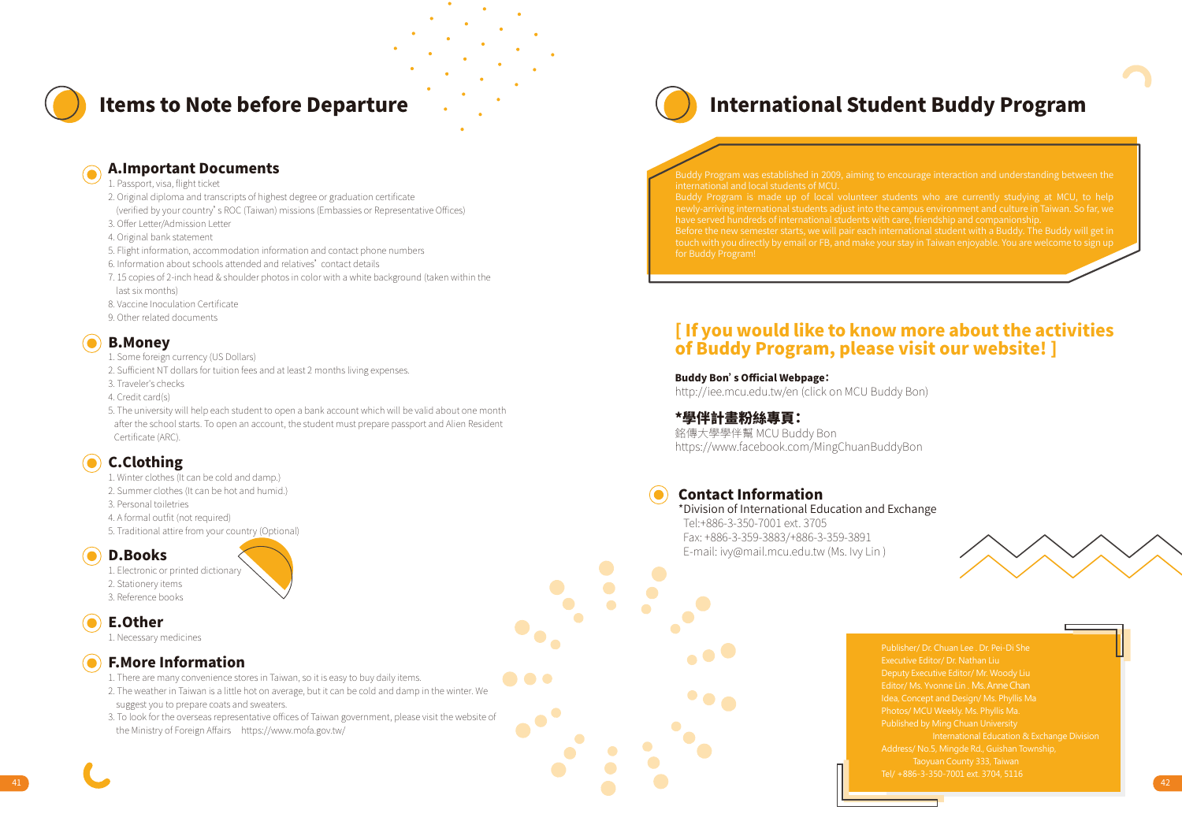# Items to Note before Departure

## A.Important Documents

1. Passport, visa, flight ticket
2. Original diploma and transcripts of highest degree or graduation certificate (verified by your country's ROC (Taiwan) missions (Embassies or Representative Offices)
3. Offer Letter/Admission Letter
4. Original bank statement
5. Flight information, accommodation information and contact phone numbers
6. Information about schools attended and relatives' contact details
7. 15 copies of 2-inch head & shoulder photos in color with a white background (taken within the last six months)
8. Vaccine Inoculation Certificate
9. Other related documents

## B.Money

1. Some foreign currency (US Dollars)
2. Sufficient NT dollars for tuition fees and at least 2 months living expenses.
3. Traveler's checks
4. Credit card(s)
5. The university will help each student to open a bank account which will be valid about one month after the school starts. To open an account, the student must prepare passport and Alien Resident Certificate (ARC).

## C.Clothing

1. Winter clothes (It can be cold and damp.)
2. Summer clothes (It can be hot and humid.)
3. Personal toiletries
4. A formal outfit (not required)
5. Traditional attire from your country (Optional)

## D.Books

1. Electronic or printed dictionary
2. Stationery items
3. Reference books

## E.Other

1. Necessary medicines

## F.More Information

1. There are many convenience stores in Taiwan, so it is easy to buy daily items.
2. The weather in Taiwan is a little hot on average, but it can be cold and damp in the winter. We suggest you to prepare coats and sweaters.
3. To look for the overseas representative offices of Taiwan government, please visit the website of the Ministry of Foreign Affairs https://www.mofa.gov.tw/

# International Student Buddy Program

Buddy Program was established in 2009, aiming to encourage interaction and understanding between the international and local students of MCU.
Buddy Program is made up of local volunteer students who are currently studying at MCU, to help newly-arriving international students adjust into the campus environment and culture in Taiwan. So far, we have served hundreds of international students with care, friendship and companionship.
Before the new semester starts, we will pair each international student with a Buddy. The Buddy will get in touch with you directly by email or FB, and make your stay in Taiwan enjoyable. You are welcome to sign up for Buddy Program!

## [ If you would like to know more about the activities of Buddy Program, please visit our website! ]

**Buddy Bon's Official Webpage:**
http://iee.mcu.edu.tw/en (click on MCU Buddy Bon)

**\*學伴計畫粉絲專頁：**
銘傳大學學伴幫 MCU Buddy Bon
https://www.facebook.com/MingChuanBuddyBon

## Contact Information

*Division of International Education and Exchange
Tel:+886-3-350-7001 ext. 3705
Fax: +886-3-359-3883/+886-3-359-3891
E-mail: ivy@mail.mcu.edu.tw (Ms. Ivy Lin )

Publisher/ Dr. Chuan Lee . Dr. Pei-Di She
Executive Editor/ Dr. Nathan Liu
Deputy Executive Editor/ Mr. Woody Liu
Editor/ Ms. Yvonne Lin . Ms. Anne Chan
Idea, Concept and Design/ Ms. Phyllis Ma
Photos/ MCU Weekly. Ms. Phyllis Ma.
Published by Ming Chuan University
International Education & Exchange Division
Address/ No.5, Mingde Rd., Guishan Township,
Taoyuan County 333, Taiwan
Tel/ +886-3-350-7001 ext. 3704, 5116